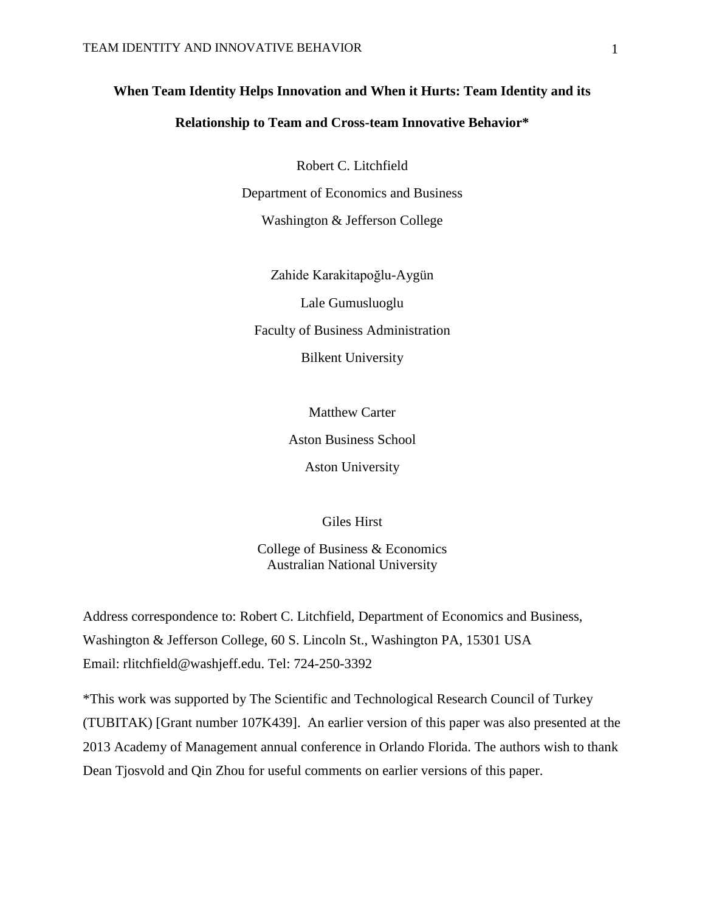# When Team Identity Helps Innovation and When it Hurts: Team Identity and its Relationship to Team and Cross-team Innovative Behavior*

Robert C. Litchfield

Department of Economics and Business

Washington & Jefferson College

Zahide Karakitapoğlu-Aygün

Lale Gumusluoglu

Faculty of Business Administration

Bilkent University

Matthew Carter

Aston Business School

Aston University

Giles Hirst

College of Business & Economics
Australian National University

Address correspondence to: Robert C. Litchfield, Department of Economics and Business, Washington & Jefferson College, 60 S. Lincoln St., Washington PA, 15301 USA
Email: rlitchfield@washjeff.edu. Tel: 724-250-3392

*This work was supported by The Scientific and Technological Research Council of Turkey (TUBITAK) [Grant number 107K439]. An earlier version of this paper was also presented at the 2013 Academy of Management annual conference in Orlando Florida. The authors wish to thank Dean Tjosvold and Qin Zhou for useful comments on earlier versions of this paper.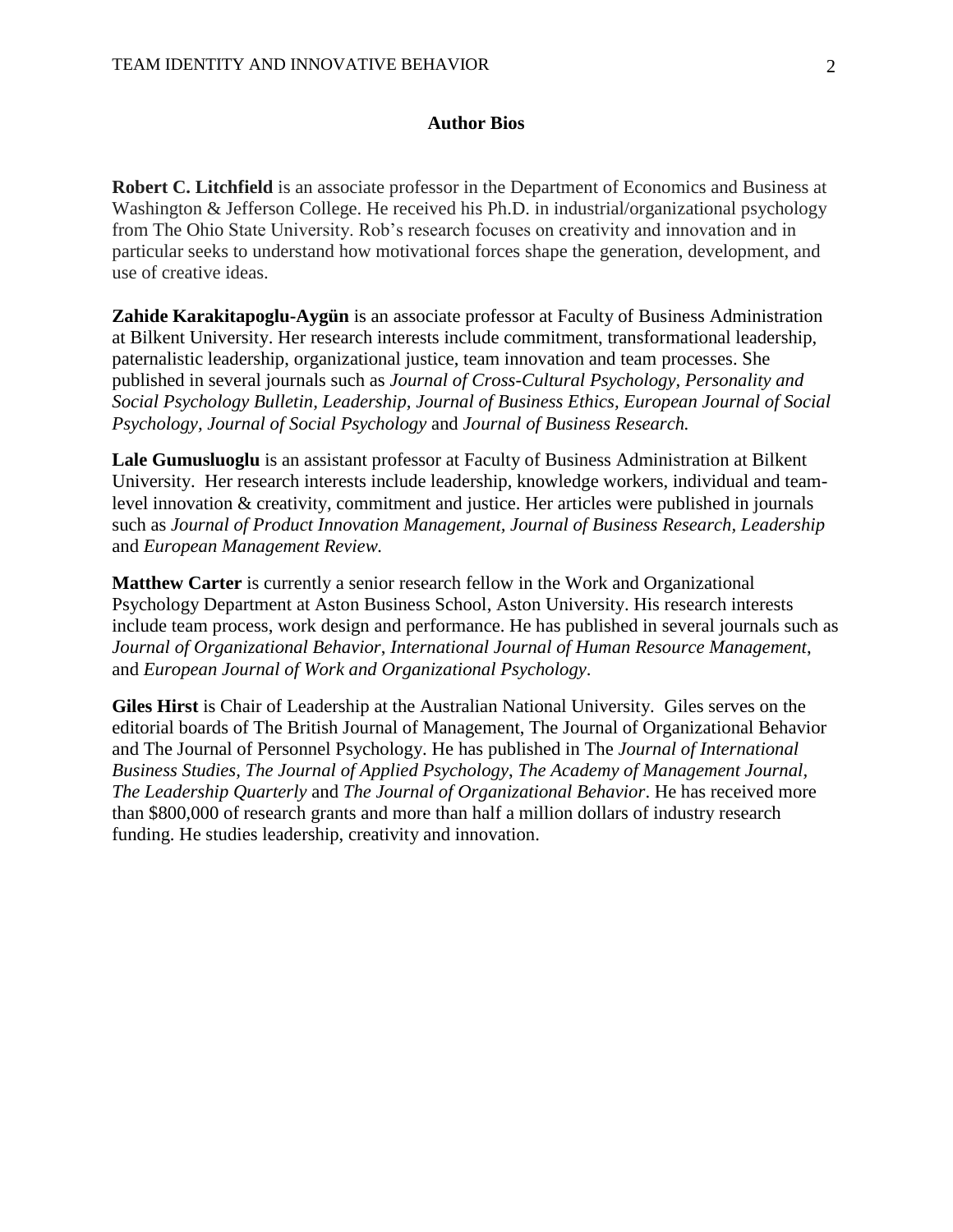## Author Bios

**Robert C. Litchfield** is an associate professor in the Department of Economics and Business at Washington & Jefferson College. He received his Ph.D. in industrial/organizational psychology from The Ohio State University. Rob's research focuses on creativity and innovation and in particular seeks to understand how motivational forces shape the generation, development, and use of creative ideas.

**Zahide Karakitapoglu-Aygün** is an associate professor at Faculty of Business Administration at Bilkent University. Her research interests include commitment, transformational leadership, paternalistic leadership, organizational justice, team innovation and team processes. She published in several journals such as *Journal of Cross-Cultural Psychology, Personality and Social Psychology Bulletin, Leadership, Journal of Business Ethics, European Journal of Social Psychology, Journal of Social Psychology* and *Journal of Business Research.*

**Lale Gumusluoglu** is an assistant professor at Faculty of Business Administration at Bilkent University. Her research interests include leadership, knowledge workers, individual and team-level innovation & creativity, commitment and justice. Her articles were published in journals such as *Journal of Product Innovation Management, Journal of Business Research, Leadership* and *European Management Review.*

**Matthew Carter** is currently a senior research fellow in the Work and Organizational Psychology Department at Aston Business School, Aston University. His research interests include team process, work design and performance. He has published in several journals such as *Journal of Organizational Behavior*, *International Journal of Human Resource Management*, and *European Journal of Work and Organizational Psychology*.

**Giles Hirst** is Chair of Leadership at the Australian National University. Giles serves on the editorial boards of The British Journal of Management, The Journal of Organizational Behavior and The Journal of Personnel Psychology. He has published in The *Journal of International Business Studies*, *The Journal of Applied Psychology*, *The Academy of Management Journal*, *The Leadership Quarterly* and *The Journal of Organizational Behavior*. He has received more than $800,000 of research grants and more than half a million dollars of industry research funding. He studies leadership, creativity and innovation.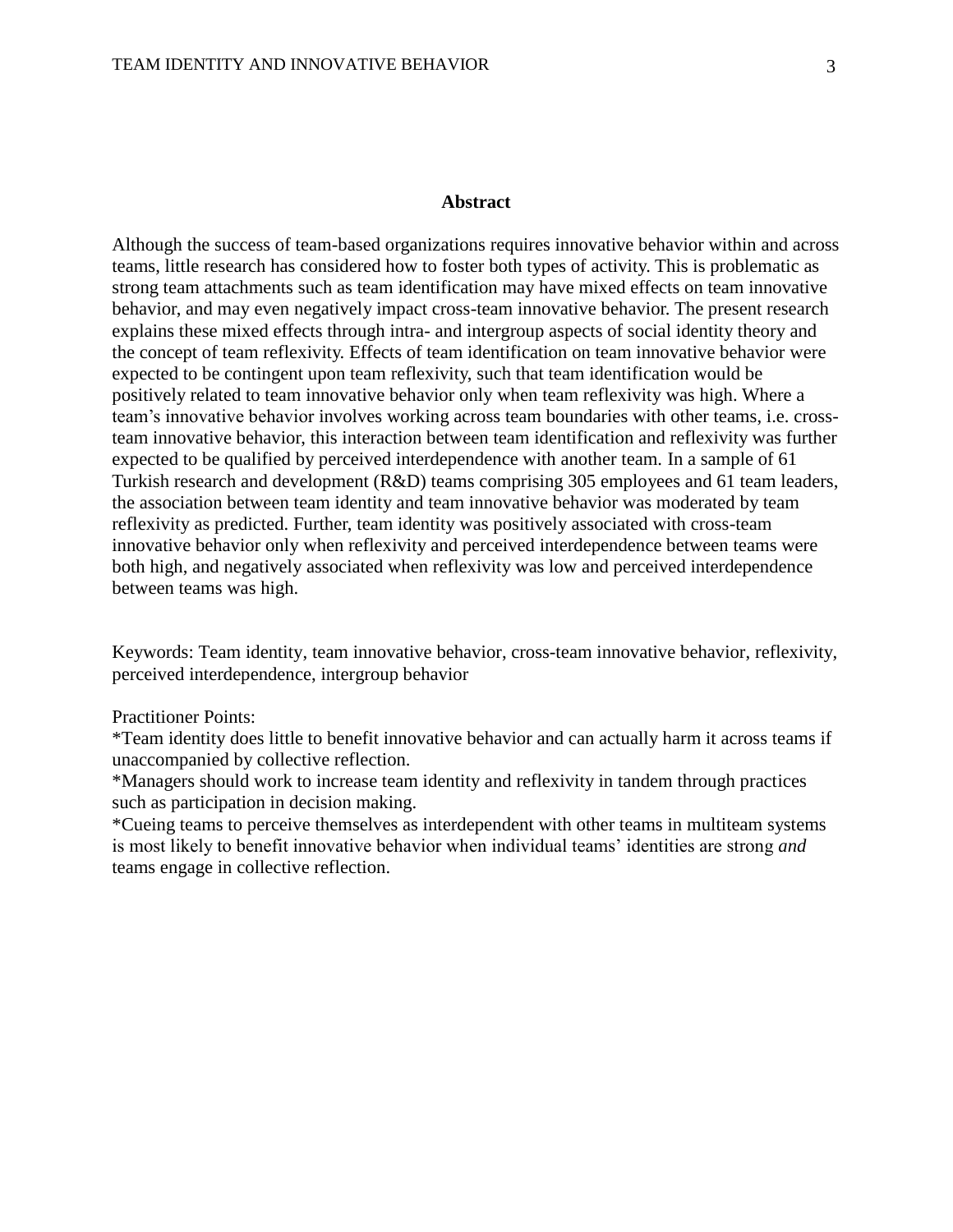## Abstract

Although the success of team-based organizations requires innovative behavior within and across teams, little research has considered how to foster both types of activity. This is problematic as strong team attachments such as team identification may have mixed effects on team innovative behavior, and may even negatively impact cross-team innovative behavior. The present research explains these mixed effects through intra- and intergroup aspects of social identity theory and the concept of team reflexivity. Effects of team identification on team innovative behavior were expected to be contingent upon team reflexivity, such that team identification would be positively related to team innovative behavior only when team reflexivity was high. Where a team's innovative behavior involves working across team boundaries with other teams, i.e. cross-team innovative behavior, this interaction between team identification and reflexivity was further expected to be qualified by perceived interdependence with another team. In a sample of 61 Turkish research and development (R&D) teams comprising 305 employees and 61 team leaders, the association between team identity and team innovative behavior was moderated by team reflexivity as predicted. Further, team identity was positively associated with cross-team innovative behavior only when reflexivity and perceived interdependence between teams were both high, and negatively associated when reflexivity was low and perceived interdependence between teams was high.

Keywords: Team identity, team innovative behavior, cross-team innovative behavior, reflexivity, perceived interdependence, intergroup behavior

Practitioner Points:

*Team identity does little to benefit innovative behavior and can actually harm it across teams if unaccompanied by collective reflection.

*Managers should work to increase team identity and reflexivity in tandem through practices such as participation in decision making.

*Cueing teams to perceive themselves as interdependent with other teams in multiteam systems is most likely to benefit innovative behavior when individual teams' identities are strong *and* teams engage in collective reflection.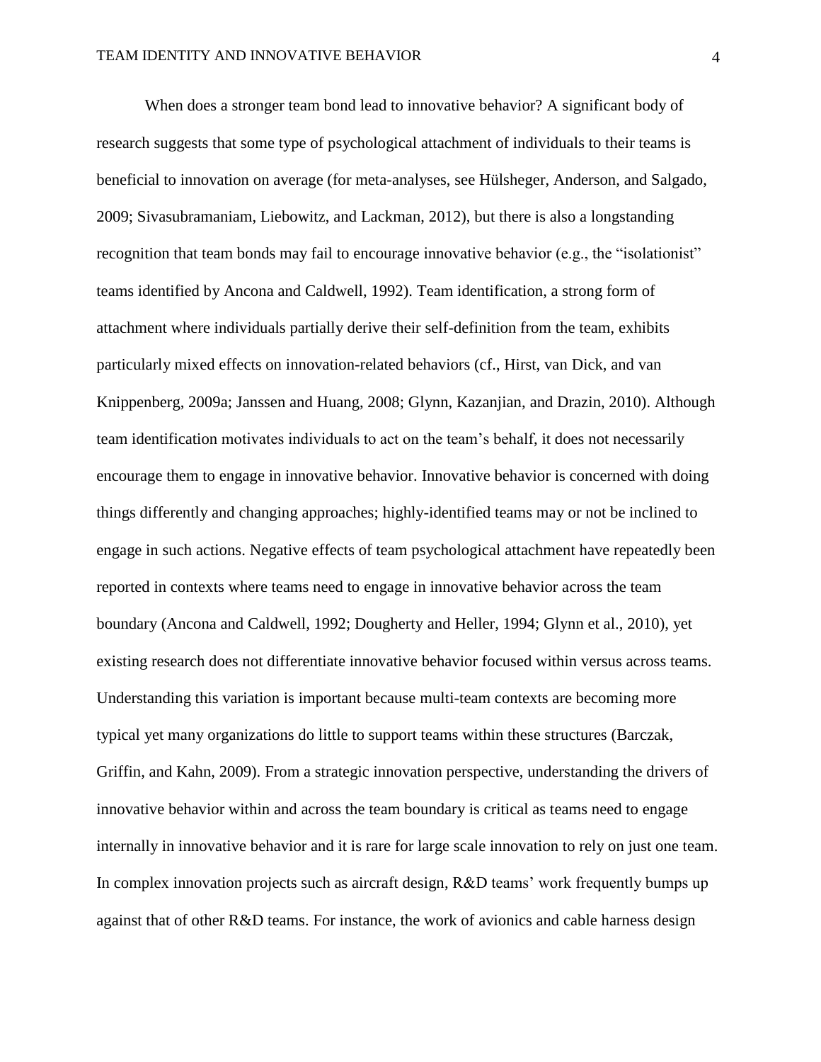When does a stronger team bond lead to innovative behavior? A significant body of research suggests that some type of psychological attachment of individuals to their teams is beneficial to innovation on average (for meta-analyses, see Hülsheger, Anderson, and Salgado, 2009; Sivasubramaniam, Liebowitz, and Lackman, 2012), but there is also a longstanding recognition that team bonds may fail to encourage innovative behavior (e.g., the "isolationist" teams identified by Ancona and Caldwell, 1992). Team identification, a strong form of attachment where individuals partially derive their self-definition from the team, exhibits particularly mixed effects on innovation-related behaviors (cf., Hirst, van Dick, and van Knippenberg, 2009a; Janssen and Huang, 2008; Glynn, Kazanjian, and Drazin, 2010). Although team identification motivates individuals to act on the team's behalf, it does not necessarily encourage them to engage in innovative behavior. Innovative behavior is concerned with doing things differently and changing approaches; highly-identified teams may or not be inclined to engage in such actions. Negative effects of team psychological attachment have repeatedly been reported in contexts where teams need to engage in innovative behavior across the team boundary (Ancona and Caldwell, 1992; Dougherty and Heller, 1994; Glynn et al., 2010), yet existing research does not differentiate innovative behavior focused within versus across teams. Understanding this variation is important because multi-team contexts are becoming more typical yet many organizations do little to support teams within these structures (Barczak, Griffin, and Kahn, 2009). From a strategic innovation perspective, understanding the drivers of innovative behavior within and across the team boundary is critical as teams need to engage internally in innovative behavior and it is rare for large scale innovation to rely on just one team. In complex innovation projects such as aircraft design, R&D teams' work frequently bumps up against that of other R&D teams. For instance, the work of avionics and cable harness design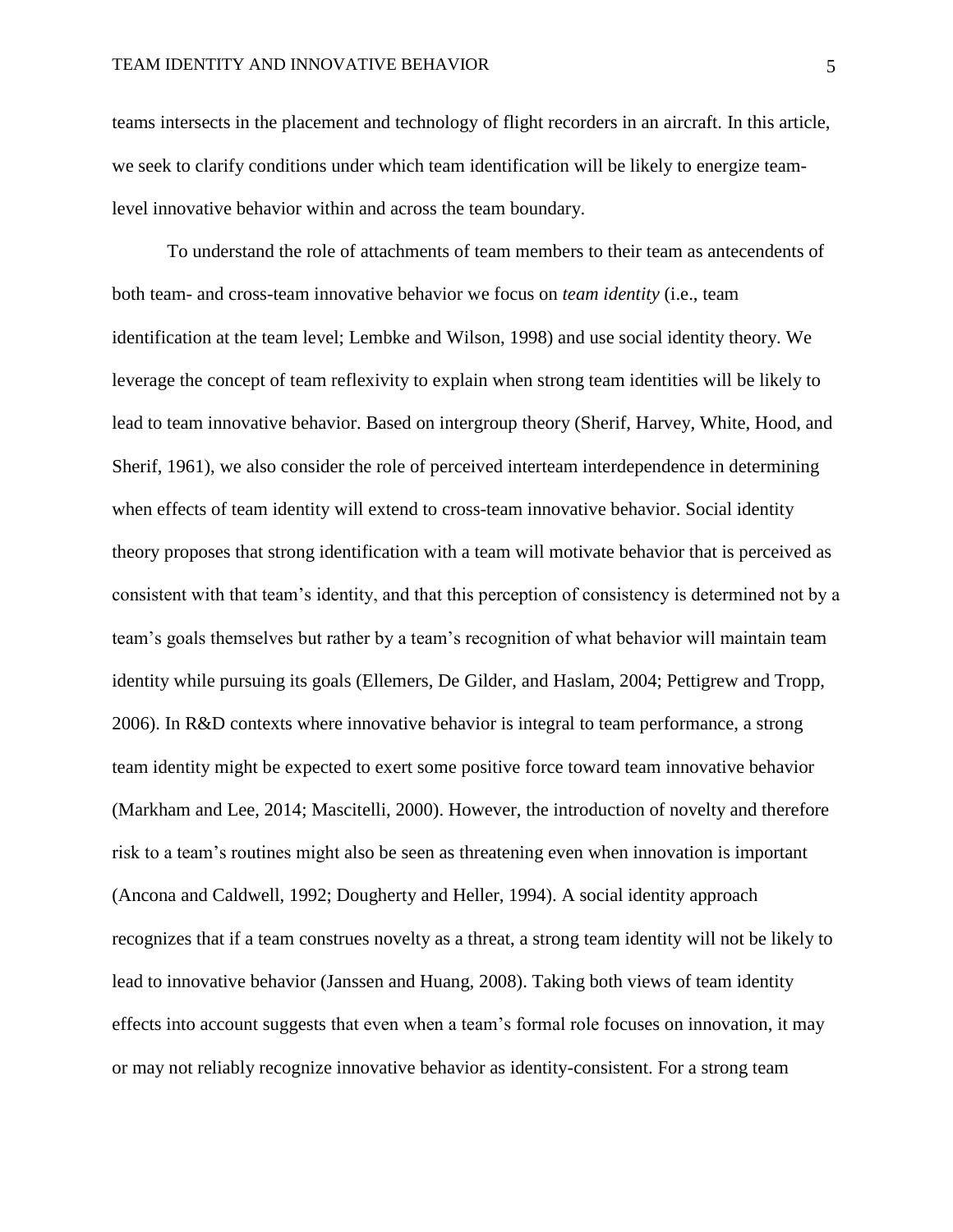teams intersects in the placement and technology of flight recorders in an aircraft. In this article, we seek to clarify conditions under which team identification will be likely to energize team-level innovative behavior within and across the team boundary.

To understand the role of attachments of team members to their team as antecendents of both team- and cross-team innovative behavior we focus on *team identity* (i.e., team identification at the team level; Lembke and Wilson, 1998) and use social identity theory. We leverage the concept of team reflexivity to explain when strong team identities will be likely to lead to team innovative behavior. Based on intergroup theory (Sherif, Harvey, White, Hood, and Sherif, 1961), we also consider the role of perceived interteam interdependence in determining when effects of team identity will extend to cross-team innovative behavior. Social identity theory proposes that strong identification with a team will motivate behavior that is perceived as consistent with that team's identity, and that this perception of consistency is determined not by a team's goals themselves but rather by a team's recognition of what behavior will maintain team identity while pursuing its goals (Ellemers, De Gilder, and Haslam, 2004; Pettigrew and Tropp, 2006). In R&D contexts where innovative behavior is integral to team performance, a strong team identity might be expected to exert some positive force toward team innovative behavior (Markham and Lee, 2014; Mascitelli, 2000). However, the introduction of novelty and therefore risk to a team's routines might also be seen as threatening even when innovation is important (Ancona and Caldwell, 1992; Dougherty and Heller, 1994). A social identity approach recognizes that if a team construes novelty as a threat, a strong team identity will not be likely to lead to innovative behavior (Janssen and Huang, 2008). Taking both views of team identity effects into account suggests that even when a team's formal role focuses on innovation, it may or may not reliably recognize innovative behavior as identity-consistent. For a strong team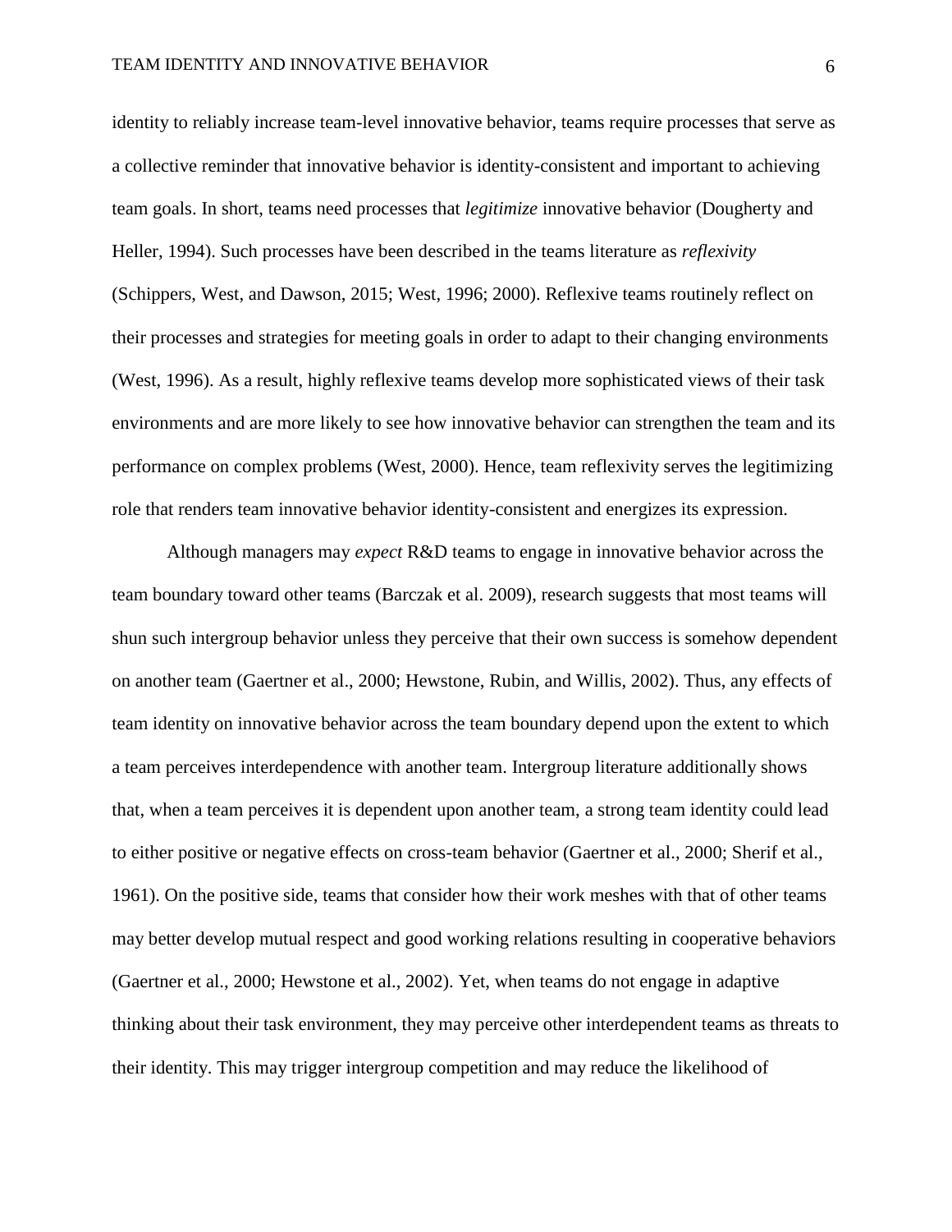identity to reliably increase team-level innovative behavior, teams require processes that serve as a collective reminder that innovative behavior is identity-consistent and important to achieving team goals. In short, teams need processes that *legitimize* innovative behavior (Dougherty and Heller, 1994). Such processes have been described in the teams literature as *reflexivity* (Schippers, West, and Dawson, 2015; West, 1996; 2000). Reflexive teams routinely reflect on their processes and strategies for meeting goals in order to adapt to their changing environments (West, 1996). As a result, highly reflexive teams develop more sophisticated views of their task environments and are more likely to see how innovative behavior can strengthen the team and its performance on complex problems (West, 2000). Hence, team reflexivity serves the legitimizing role that renders team innovative behavior identity-consistent and energizes its expression.

Although managers may *expect* R&D teams to engage in innovative behavior across the team boundary toward other teams (Barczak et al. 2009), research suggests that most teams will shun such intergroup behavior unless they perceive that their own success is somehow dependent on another team (Gaertner et al., 2000; Hewstone, Rubin, and Willis, 2002). Thus, any effects of team identity on innovative behavior across the team boundary depend upon the extent to which a team perceives interdependence with another team. Intergroup literature additionally shows that, when a team perceives it is dependent upon another team, a strong team identity could lead to either positive or negative effects on cross-team behavior (Gaertner et al., 2000; Sherif et al., 1961). On the positive side, teams that consider how their work meshes with that of other teams may better develop mutual respect and good working relations resulting in cooperative behaviors (Gaertner et al., 2000; Hewstone et al., 2002). Yet, when teams do not engage in adaptive thinking about their task environment, they may perceive other interdependent teams as threats to their identity. This may trigger intergroup competition and may reduce the likelihood of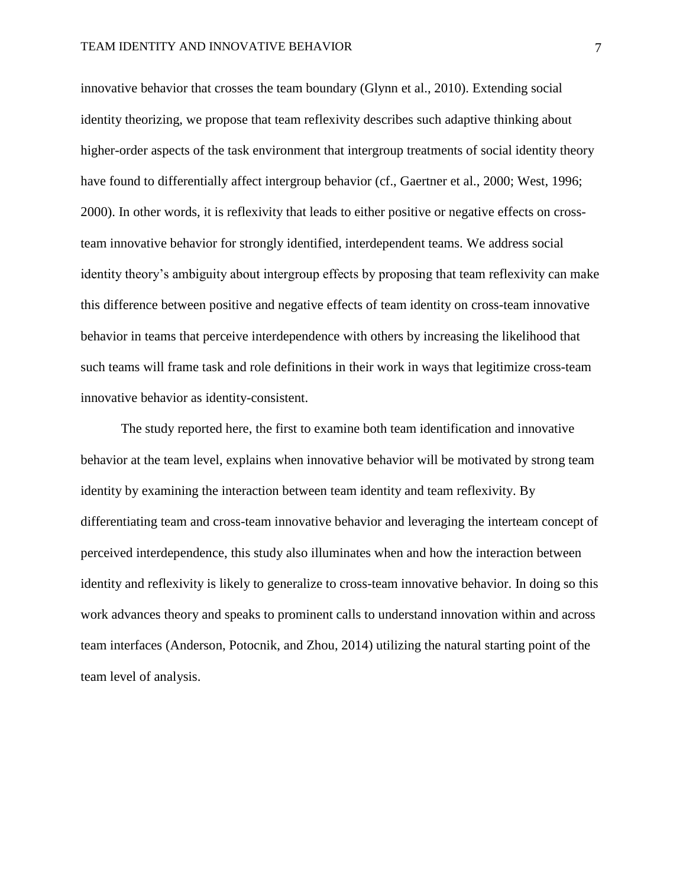innovative behavior that crosses the team boundary (Glynn et al., 2010). Extending social identity theorizing, we propose that team reflexivity describes such adaptive thinking about higher-order aspects of the task environment that intergroup treatments of social identity theory have found to differentially affect intergroup behavior (cf., Gaertner et al., 2000; West, 1996; 2000). In other words, it is reflexivity that leads to either positive or negative effects on cross-team innovative behavior for strongly identified, interdependent teams. We address social identity theory's ambiguity about intergroup effects by proposing that team reflexivity can make this difference between positive and negative effects of team identity on cross-team innovative behavior in teams that perceive interdependence with others by increasing the likelihood that such teams will frame task and role definitions in their work in ways that legitimize cross-team innovative behavior as identity-consistent.

The study reported here, the first to examine both team identification and innovative behavior at the team level, explains when innovative behavior will be motivated by strong team identity by examining the interaction between team identity and team reflexivity. By differentiating team and cross-team innovative behavior and leveraging the interteam concept of perceived interdependence, this study also illuminates when and how the interaction between identity and reflexivity is likely to generalize to cross-team innovative behavior. In doing so this work advances theory and speaks to prominent calls to understand innovation within and across team interfaces (Anderson, Potocnik, and Zhou, 2014) utilizing the natural starting point of the team level of analysis.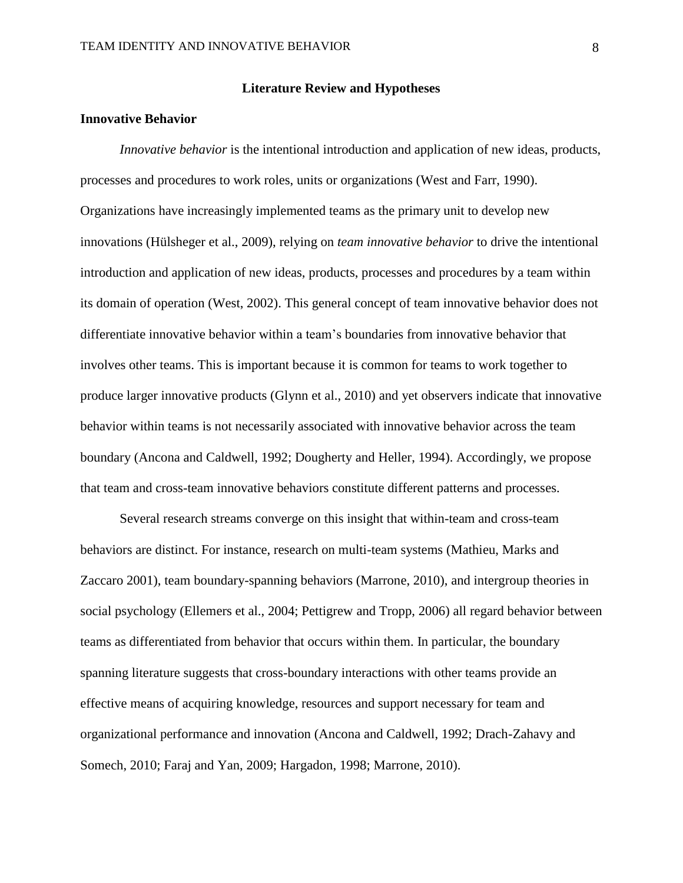## Literature Review and Hypotheses

### Innovative Behavior

*Innovative behavior* is the intentional introduction and application of new ideas, products, processes and procedures to work roles, units or organizations (West and Farr, 1990). Organizations have increasingly implemented teams as the primary unit to develop new innovations (Hülsheger et al., 2009), relying on *team innovative behavior* to drive the intentional introduction and application of new ideas, products, processes and procedures by a team within its domain of operation (West, 2002). This general concept of team innovative behavior does not differentiate innovative behavior within a team's boundaries from innovative behavior that involves other teams. This is important because it is common for teams to work together to produce larger innovative products (Glynn et al., 2010) and yet observers indicate that innovative behavior within teams is not necessarily associated with innovative behavior across the team boundary (Ancona and Caldwell, 1992; Dougherty and Heller, 1994). Accordingly, we propose that team and cross-team innovative behaviors constitute different patterns and processes.

Several research streams converge on this insight that within-team and cross-team behaviors are distinct. For instance, research on multi-team systems (Mathieu, Marks and Zaccaro 2001), team boundary-spanning behaviors (Marrone, 2010), and intergroup theories in social psychology (Ellemers et al., 2004; Pettigrew and Tropp, 2006) all regard behavior between teams as differentiated from behavior that occurs within them. In particular, the boundary spanning literature suggests that cross-boundary interactions with other teams provide an effective means of acquiring knowledge, resources and support necessary for team and organizational performance and innovation (Ancona and Caldwell, 1992; Drach-Zahavy and Somech, 2010; Faraj and Yan, 2009; Hargadon, 1998; Marrone, 2010).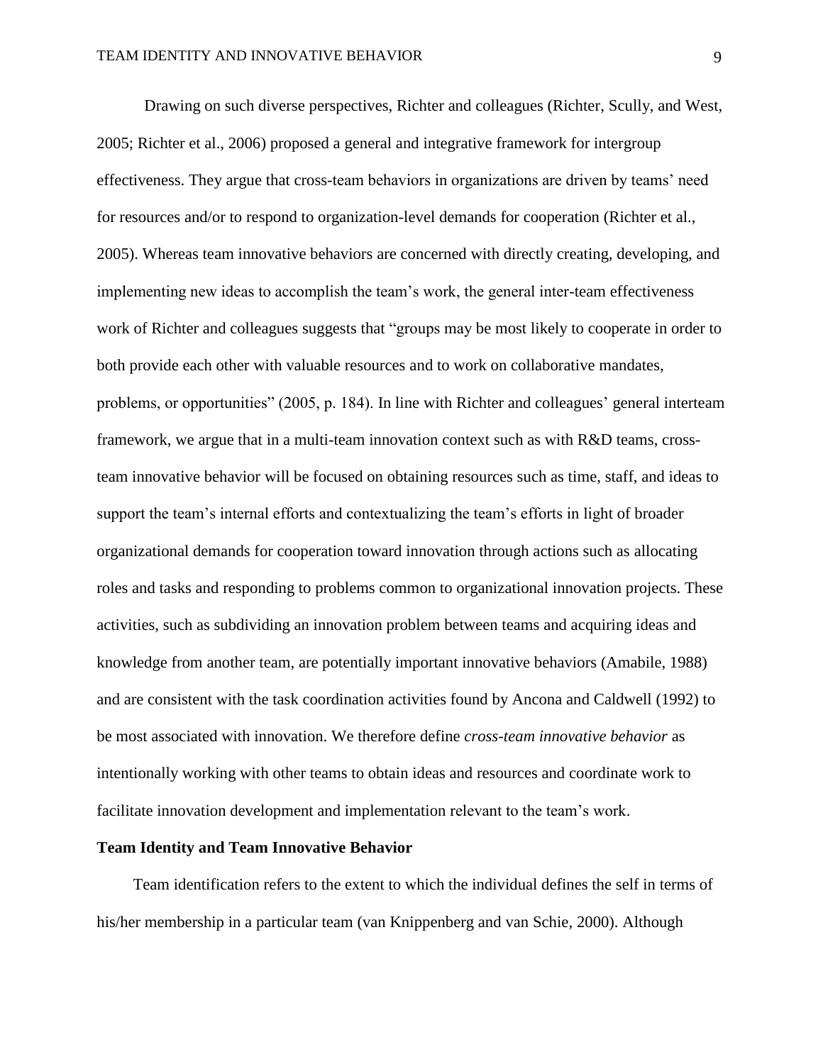Drawing on such diverse perspectives, Richter and colleagues (Richter, Scully, and West, 2005; Richter et al., 2006) proposed a general and integrative framework for intergroup effectiveness. They argue that cross-team behaviors in organizations are driven by teams' need for resources and/or to respond to organization-level demands for cooperation (Richter et al., 2005). Whereas team innovative behaviors are concerned with directly creating, developing, and implementing new ideas to accomplish the team's work, the general inter-team effectiveness work of Richter and colleagues suggests that "groups may be most likely to cooperate in order to both provide each other with valuable resources and to work on collaborative mandates, problems, or opportunities" (2005, p. 184). In line with Richter and colleagues' general interteam framework, we argue that in a multi-team innovation context such as with R&D teams, cross-team innovative behavior will be focused on obtaining resources such as time, staff, and ideas to support the team's internal efforts and contextualizing the team's efforts in light of broader organizational demands for cooperation toward innovation through actions such as allocating roles and tasks and responding to problems common to organizational innovation projects. These activities, such as subdividing an innovation problem between teams and acquiring ideas and knowledge from another team, are potentially important innovative behaviors (Amabile, 1988) and are consistent with the task coordination activities found by Ancona and Caldwell (1992) to be most associated with innovation. We therefore define *cross-team innovative behavior* as intentionally working with other teams to obtain ideas and resources and coordinate work to facilitate innovation development and implementation relevant to the team's work.

## Team Identity and Team Innovative Behavior

Team identification refers to the extent to which the individual defines the self in terms of his/her membership in a particular team (van Knippenberg and van Schie, 2000). Although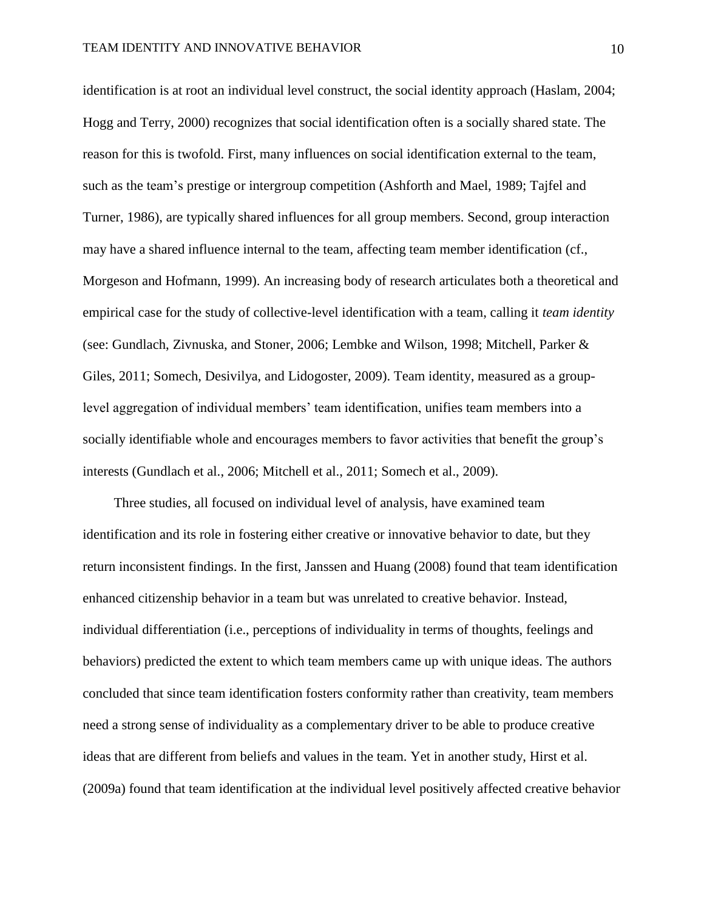identification is at root an individual level construct, the social identity approach (Haslam, 2004; Hogg and Terry, 2000) recognizes that social identification often is a socially shared state. The reason for this is twofold. First, many influences on social identification external to the team, such as the team's prestige or intergroup competition (Ashforth and Mael, 1989; Tajfel and Turner, 1986), are typically shared influences for all group members. Second, group interaction may have a shared influence internal to the team, affecting team member identification (cf., Morgeson and Hofmann, 1999). An increasing body of research articulates both a theoretical and empirical case for the study of collective-level identification with a team, calling it *team identity* (see: Gundlach, Zivnuska, and Stoner, 2006; Lembke and Wilson, 1998; Mitchell, Parker & Giles, 2011; Somech, Desivilya, and Lidogoster, 2009). Team identity, measured as a group-level aggregation of individual members' team identification, unifies team members into a socially identifiable whole and encourages members to favor activities that benefit the group's interests (Gundlach et al., 2006; Mitchell et al., 2011; Somech et al., 2009).

Three studies, all focused on individual level of analysis, have examined team identification and its role in fostering either creative or innovative behavior to date, but they return inconsistent findings. In the first, Janssen and Huang (2008) found that team identification enhanced citizenship behavior in a team but was unrelated to creative behavior. Instead, individual differentiation (i.e., perceptions of individuality in terms of thoughts, feelings and behaviors) predicted the extent to which team members came up with unique ideas. The authors concluded that since team identification fosters conformity rather than creativity, team members need a strong sense of individuality as a complementary driver to be able to produce creative ideas that are different from beliefs and values in the team. Yet in another study, Hirst et al. (2009a) found that team identification at the individual level positively affected creative behavior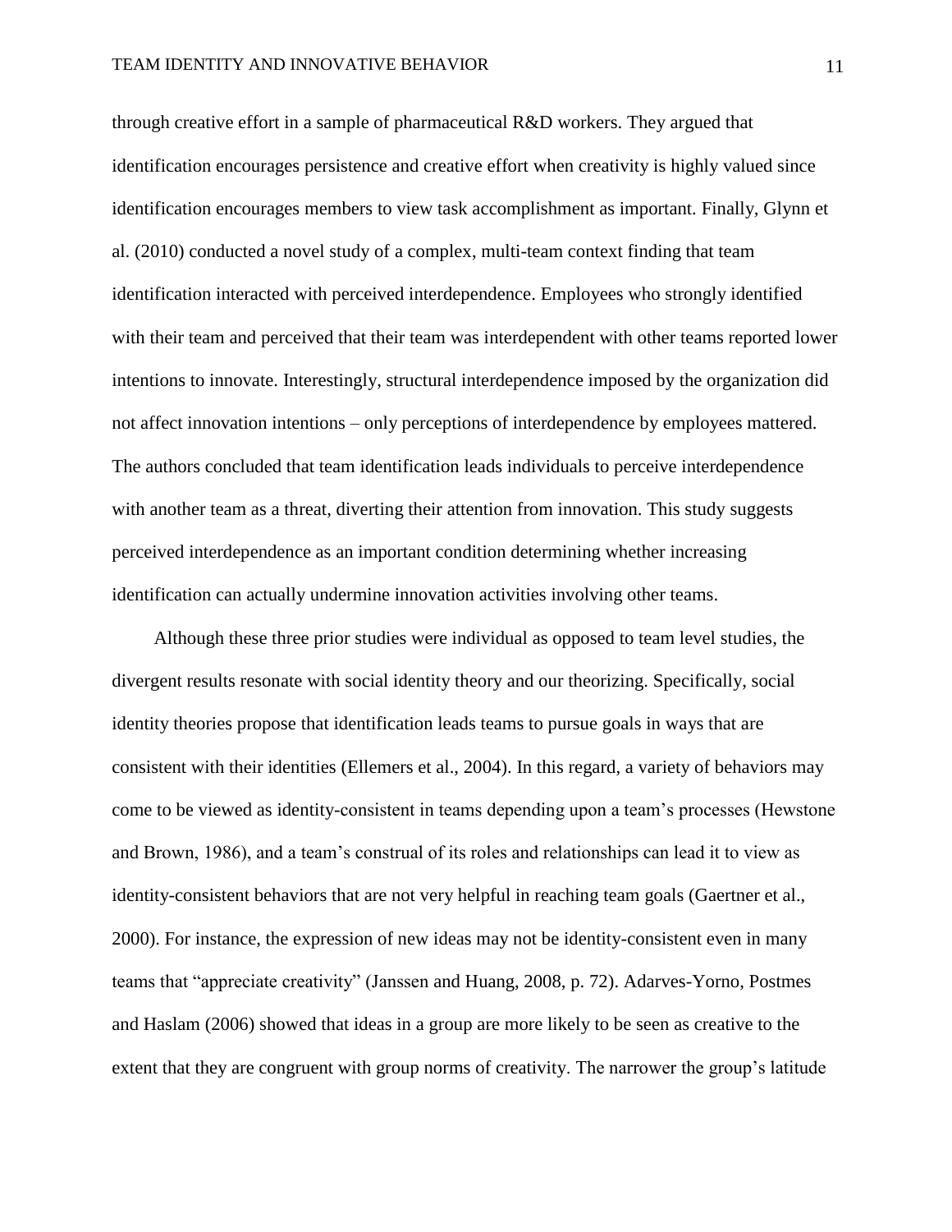through creative effort in a sample of pharmaceutical R&D workers. They argued that identification encourages persistence and creative effort when creativity is highly valued since identification encourages members to view task accomplishment as important. Finally, Glynn et al. (2010) conducted a novel study of a complex, multi-team context finding that team identification interacted with perceived interdependence. Employees who strongly identified with their team and perceived that their team was interdependent with other teams reported lower intentions to innovate. Interestingly, structural interdependence imposed by the organization did not affect innovation intentions – only perceptions of interdependence by employees mattered. The authors concluded that team identification leads individuals to perceive interdependence with another team as a threat, diverting their attention from innovation. This study suggests perceived interdependence as an important condition determining whether increasing identification can actually undermine innovation activities involving other teams.

Although these three prior studies were individual as opposed to team level studies, the divergent results resonate with social identity theory and our theorizing. Specifically, social identity theories propose that identification leads teams to pursue goals in ways that are consistent with their identities (Ellemers et al., 2004). In this regard, a variety of behaviors may come to be viewed as identity-consistent in teams depending upon a team's processes (Hewstone and Brown, 1986), and a team's construal of its roles and relationships can lead it to view as identity-consistent behaviors that are not very helpful in reaching team goals (Gaertner et al., 2000). For instance, the expression of new ideas may not be identity-consistent even in many teams that "appreciate creativity" (Janssen and Huang, 2008, p. 72). Adarves-Yorno, Postmes and Haslam (2006) showed that ideas in a group are more likely to be seen as creative to the extent that they are congruent with group norms of creativity. The narrower the group's latitude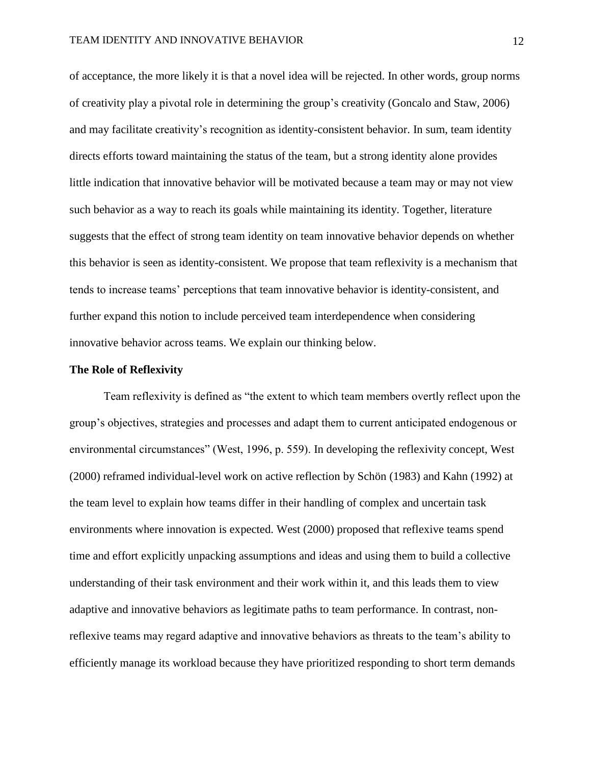of acceptance, the more likely it is that a novel idea will be rejected. In other words, group norms of creativity play a pivotal role in determining the group's creativity (Goncalo and Staw, 2006) and may facilitate creativity's recognition as identity-consistent behavior. In sum, team identity directs efforts toward maintaining the status of the team, but a strong identity alone provides little indication that innovative behavior will be motivated because a team may or may not view such behavior as a way to reach its goals while maintaining its identity. Together, literature suggests that the effect of strong team identity on team innovative behavior depends on whether this behavior is seen as identity-consistent. We propose that team reflexivity is a mechanism that tends to increase teams' perceptions that team innovative behavior is identity-consistent, and further expand this notion to include perceived team interdependence when considering innovative behavior across teams. We explain our thinking below.

**The Role of Reflexivity**

Team reflexivity is defined as "the extent to which team members overtly reflect upon the group's objectives, strategies and processes and adapt them to current anticipated endogenous or environmental circumstances" (West, 1996, p. 559). In developing the reflexivity concept, West (2000) reframed individual-level work on active reflection by Schön (1983) and Kahn (1992) at the team level to explain how teams differ in their handling of complex and uncertain task environments where innovation is expected. West (2000) proposed that reflexive teams spend time and effort explicitly unpacking assumptions and ideas and using them to build a collective understanding of their task environment and their work within it, and this leads them to view adaptive and innovative behaviors as legitimate paths to team performance. In contrast, non-reflexive teams may regard adaptive and innovative behaviors as threats to the team's ability to efficiently manage its workload because they have prioritized responding to short term demands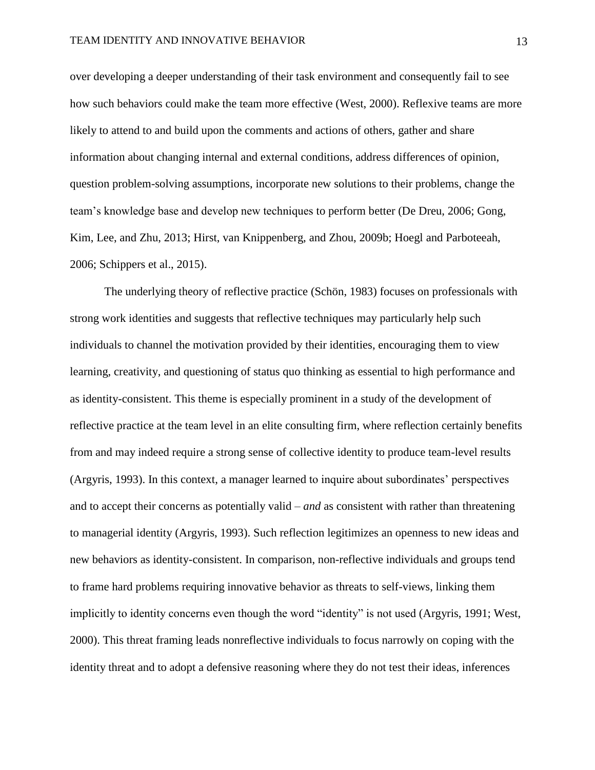over developing a deeper understanding of their task environment and consequently fail to see how such behaviors could make the team more effective (West, 2000). Reflexive teams are more likely to attend to and build upon the comments and actions of others, gather and share information about changing internal and external conditions, address differences of opinion, question problem-solving assumptions, incorporate new solutions to their problems, change the team's knowledge base and develop new techniques to perform better (De Dreu, 2006; Gong, Kim, Lee, and Zhu, 2013; Hirst, van Knippenberg, and Zhou, 2009b; Hoegl and Parboteeah, 2006; Schippers et al., 2015).

The underlying theory of reflective practice (Schön, 1983) focuses on professionals with strong work identities and suggests that reflective techniques may particularly help such individuals to channel the motivation provided by their identities, encouraging them to view learning, creativity, and questioning of status quo thinking as essential to high performance and as identity-consistent. This theme is especially prominent in a study of the development of reflective practice at the team level in an elite consulting firm, where reflection certainly benefits from and may indeed require a strong sense of collective identity to produce team-level results (Argyris, 1993). In this context, a manager learned to inquire about subordinates' perspectives and to accept their concerns as potentially valid – *and* as consistent with rather than threatening to managerial identity (Argyris, 1993). Such reflection legitimizes an openness to new ideas and new behaviors as identity-consistent. In comparison, non-reflective individuals and groups tend to frame hard problems requiring innovative behavior as threats to self-views, linking them implicitly to identity concerns even though the word "identity" is not used (Argyris, 1991; West, 2000). This threat framing leads nonreflective individuals to focus narrowly on coping with the identity threat and to adopt a defensive reasoning where they do not test their ideas, inferences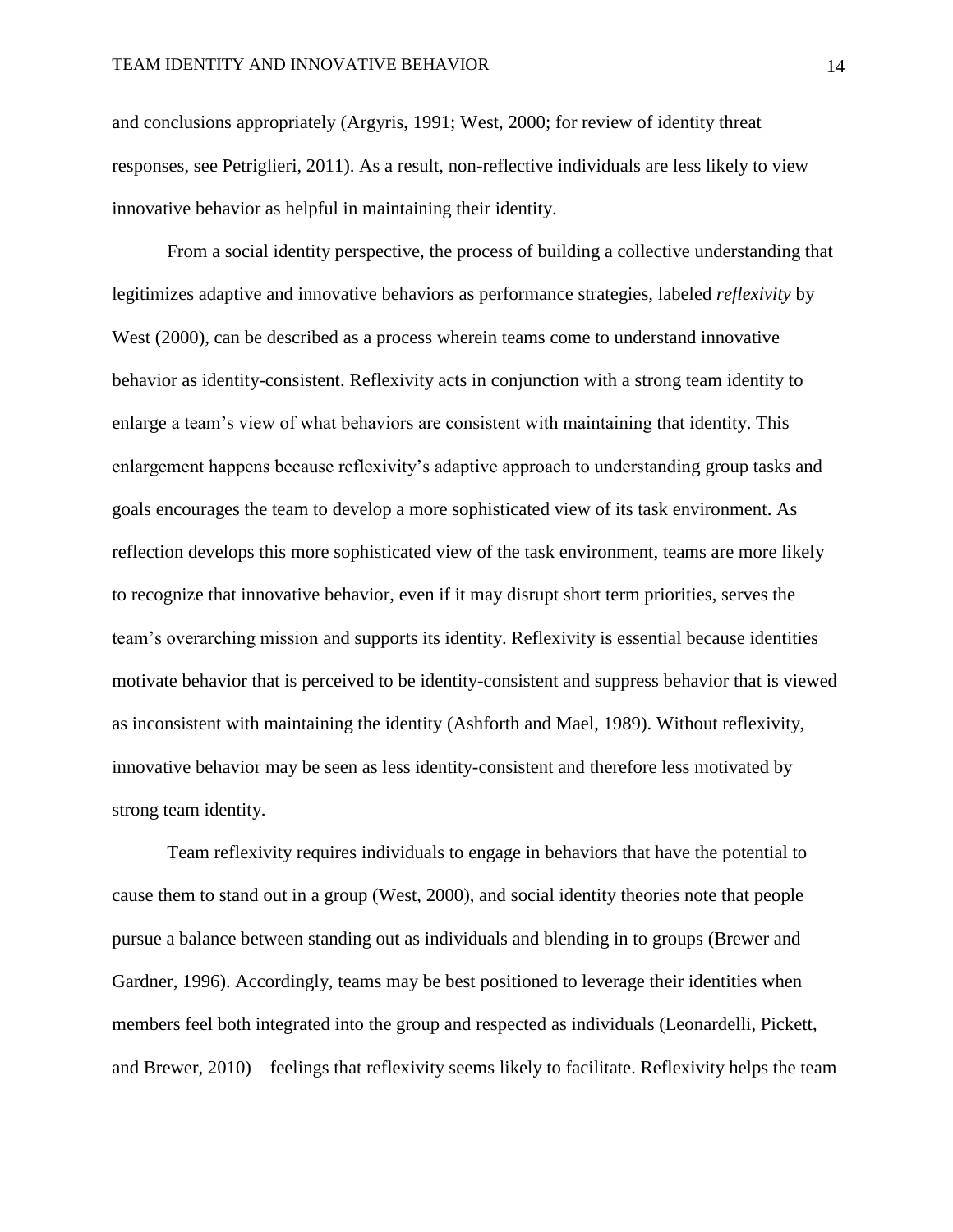and conclusions appropriately (Argyris, 1991; West, 2000; for review of identity threat responses, see Petriglieri, 2011). As a result, non-reflective individuals are less likely to view innovative behavior as helpful in maintaining their identity.

From a social identity perspective, the process of building a collective understanding that legitimizes adaptive and innovative behaviors as performance strategies, labeled *reflexivity* by West (2000), can be described as a process wherein teams come to understand innovative behavior as identity-consistent. Reflexivity acts in conjunction with a strong team identity to enlarge a team's view of what behaviors are consistent with maintaining that identity. This enlargement happens because reflexivity's adaptive approach to understanding group tasks and goals encourages the team to develop a more sophisticated view of its task environment. As reflection develops this more sophisticated view of the task environment, teams are more likely to recognize that innovative behavior, even if it may disrupt short term priorities, serves the team's overarching mission and supports its identity. Reflexivity is essential because identities motivate behavior that is perceived to be identity-consistent and suppress behavior that is viewed as inconsistent with maintaining the identity (Ashforth and Mael, 1989). Without reflexivity, innovative behavior may be seen as less identity-consistent and therefore less motivated by strong team identity.

Team reflexivity requires individuals to engage in behaviors that have the potential to cause them to stand out in a group (West, 2000), and social identity theories note that people pursue a balance between standing out as individuals and blending in to groups (Brewer and Gardner, 1996). Accordingly, teams may be best positioned to leverage their identities when members feel both integrated into the group and respected as individuals (Leonardelli, Pickett, and Brewer, 2010) – feelings that reflexivity seems likely to facilitate. Reflexivity helps the team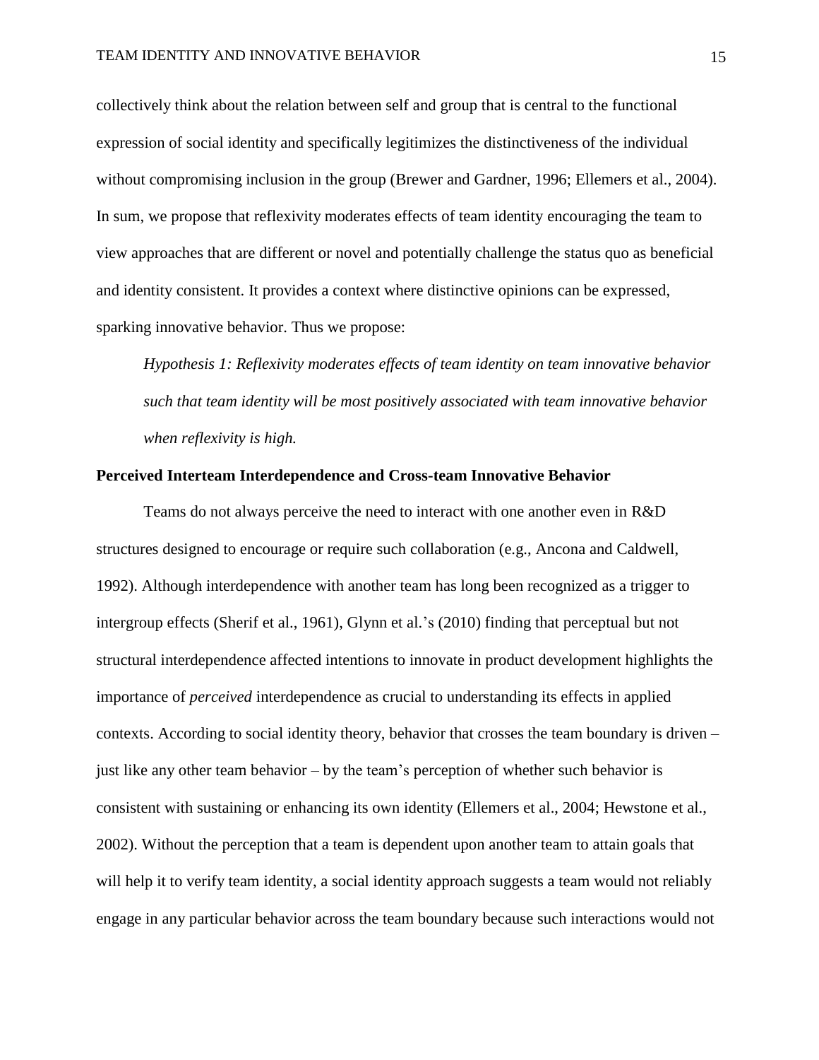collectively think about the relation between self and group that is central to the functional expression of social identity and specifically legitimizes the distinctiveness of the individual without compromising inclusion in the group (Brewer and Gardner, 1996; Ellemers et al., 2004). In sum, we propose that reflexivity moderates effects of team identity encouraging the team to view approaches that are different or novel and potentially challenge the status quo as beneficial and identity consistent. It provides a context where distinctive opinions can be expressed, sparking innovative behavior. Thus we propose:

*Hypothesis 1: Reflexivity moderates effects of team identity on team innovative behavior such that team identity will be most positively associated with team innovative behavior when reflexivity is high.*

**Perceived Interteam Interdependence and Cross-team Innovative Behavior**

Teams do not always perceive the need to interact with one another even in R&D structures designed to encourage or require such collaboration (e.g., Ancona and Caldwell, 1992). Although interdependence with another team has long been recognized as a trigger to intergroup effects (Sherif et al., 1961), Glynn et al.'s (2010) finding that perceptual but not structural interdependence affected intentions to innovate in product development highlights the importance of *perceived* interdependence as crucial to understanding its effects in applied contexts. According to social identity theory, behavior that crosses the team boundary is driven – just like any other team behavior – by the team's perception of whether such behavior is consistent with sustaining or enhancing its own identity (Ellemers et al., 2004; Hewstone et al., 2002). Without the perception that a team is dependent upon another team to attain goals that will help it to verify team identity, a social identity approach suggests a team would not reliably engage in any particular behavior across the team boundary because such interactions would not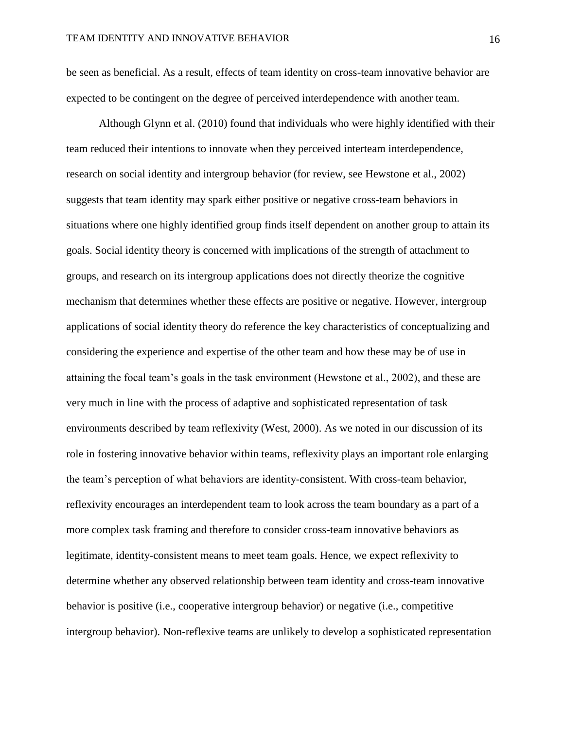be seen as beneficial. As a result, effects of team identity on cross-team innovative behavior are expected to be contingent on the degree of perceived interdependence with another team.

Although Glynn et al. (2010) found that individuals who were highly identified with their team reduced their intentions to innovate when they perceived interteam interdependence, research on social identity and intergroup behavior (for review, see Hewstone et al., 2002) suggests that team identity may spark either positive or negative cross-team behaviors in situations where one highly identified group finds itself dependent on another group to attain its goals. Social identity theory is concerned with implications of the strength of attachment to groups, and research on its intergroup applications does not directly theorize the cognitive mechanism that determines whether these effects are positive or negative. However, intergroup applications of social identity theory do reference the key characteristics of conceptualizing and considering the experience and expertise of the other team and how these may be of use in attaining the focal team's goals in the task environment (Hewstone et al., 2002), and these are very much in line with the process of adaptive and sophisticated representation of task environments described by team reflexivity (West, 2000). As we noted in our discussion of its role in fostering innovative behavior within teams, reflexivity plays an important role enlarging the team's perception of what behaviors are identity-consistent. With cross-team behavior, reflexivity encourages an interdependent team to look across the team boundary as a part of a more complex task framing and therefore to consider cross-team innovative behaviors as legitimate, identity-consistent means to meet team goals. Hence, we expect reflexivity to determine whether any observed relationship between team identity and cross-team innovative behavior is positive (i.e., cooperative intergroup behavior) or negative (i.e., competitive intergroup behavior). Non-reflexive teams are unlikely to develop a sophisticated representation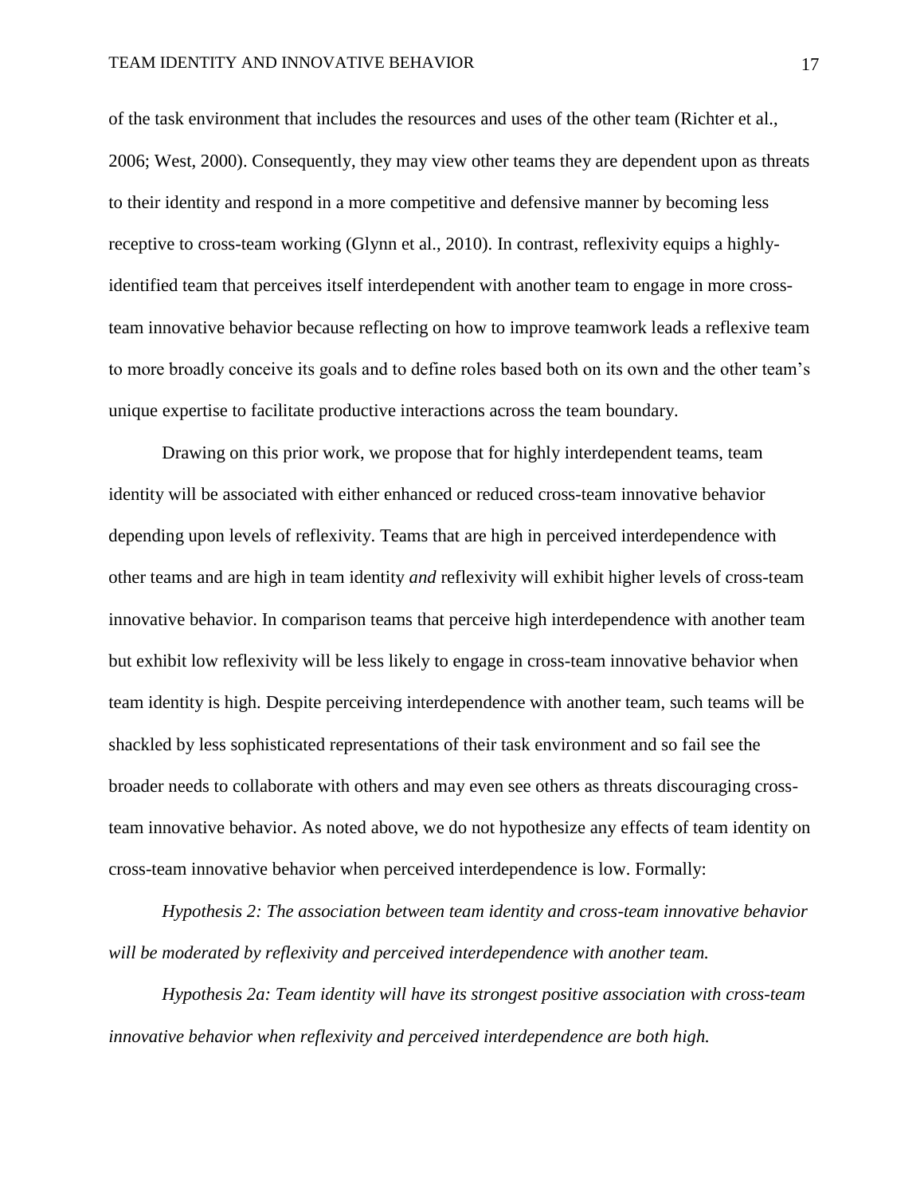of the task environment that includes the resources and uses of the other team (Richter et al., 2006; West, 2000). Consequently, they may view other teams they are dependent upon as threats to their identity and respond in a more competitive and defensive manner by becoming less receptive to cross-team working (Glynn et al., 2010). In contrast, reflexivity equips a highly-identified team that perceives itself interdependent with another team to engage in more cross-team innovative behavior because reflecting on how to improve teamwork leads a reflexive team to more broadly conceive its goals and to define roles based both on its own and the other team's unique expertise to facilitate productive interactions across the team boundary.

Drawing on this prior work, we propose that for highly interdependent teams, team identity will be associated with either enhanced or reduced cross-team innovative behavior depending upon levels of reflexivity. Teams that are high in perceived interdependence with other teams and are high in team identity *and* reflexivity will exhibit higher levels of cross-team innovative behavior. In comparison teams that perceive high interdependence with another team but exhibit low reflexivity will be less likely to engage in cross-team innovative behavior when team identity is high. Despite perceiving interdependence with another team, such teams will be shackled by less sophisticated representations of their task environment and so fail see the broader needs to collaborate with others and may even see others as threats discouraging cross-team innovative behavior. As noted above, we do not hypothesize any effects of team identity on cross-team innovative behavior when perceived interdependence is low. Formally:

*Hypothesis 2: The association between team identity and cross-team innovative behavior will be moderated by reflexivity and perceived interdependence with another team.*

*Hypothesis 2a: Team identity will have its strongest positive association with cross-team innovative behavior when reflexivity and perceived interdependence are both high.*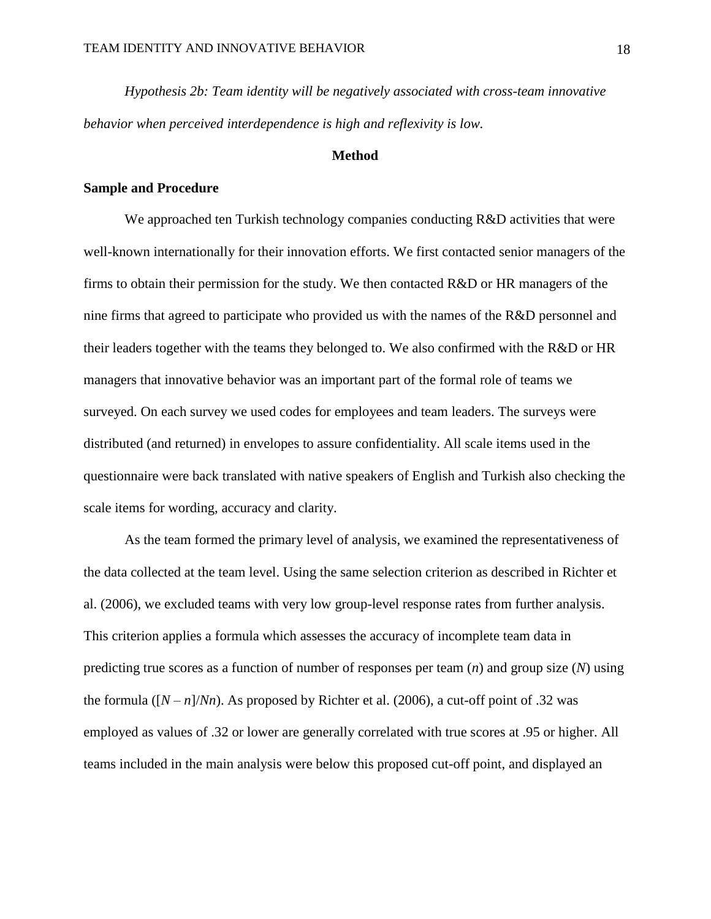*Hypothesis 2b: Team identity will be negatively associated with cross-team innovative behavior when perceived interdependence is high and reflexivity is low.*

## Method

### Sample and Procedure

We approached ten Turkish technology companies conducting R&D activities that were well-known internationally for their innovation efforts. We first contacted senior managers of the firms to obtain their permission for the study. We then contacted R&D or HR managers of the nine firms that agreed to participate who provided us with the names of the R&D personnel and their leaders together with the teams they belonged to. We also confirmed with the R&D or HR managers that innovative behavior was an important part of the formal role of teams we surveyed. On each survey we used codes for employees and team leaders. The surveys were distributed (and returned) in envelopes to assure confidentiality. All scale items used in the questionnaire were back translated with native speakers of English and Turkish also checking the scale items for wording, accuracy and clarity.

As the team formed the primary level of analysis, we examined the representativeness of the data collected at the team level. Using the same selection criterion as described in Richter et al. (2006), we excluded teams with very low group-level response rates from further analysis. This criterion applies a formula which assesses the accuracy of incomplete team data in predicting true scores as a function of number of responses per team ($n$) and group size ($N$) using the formula ($[N - n]/Nn$). As proposed by Richter et al. (2006), a cut-off point of .32 was employed as values of .32 or lower are generally correlated with true scores at .95 or higher. All teams included in the main analysis were below this proposed cut-off point, and displayed an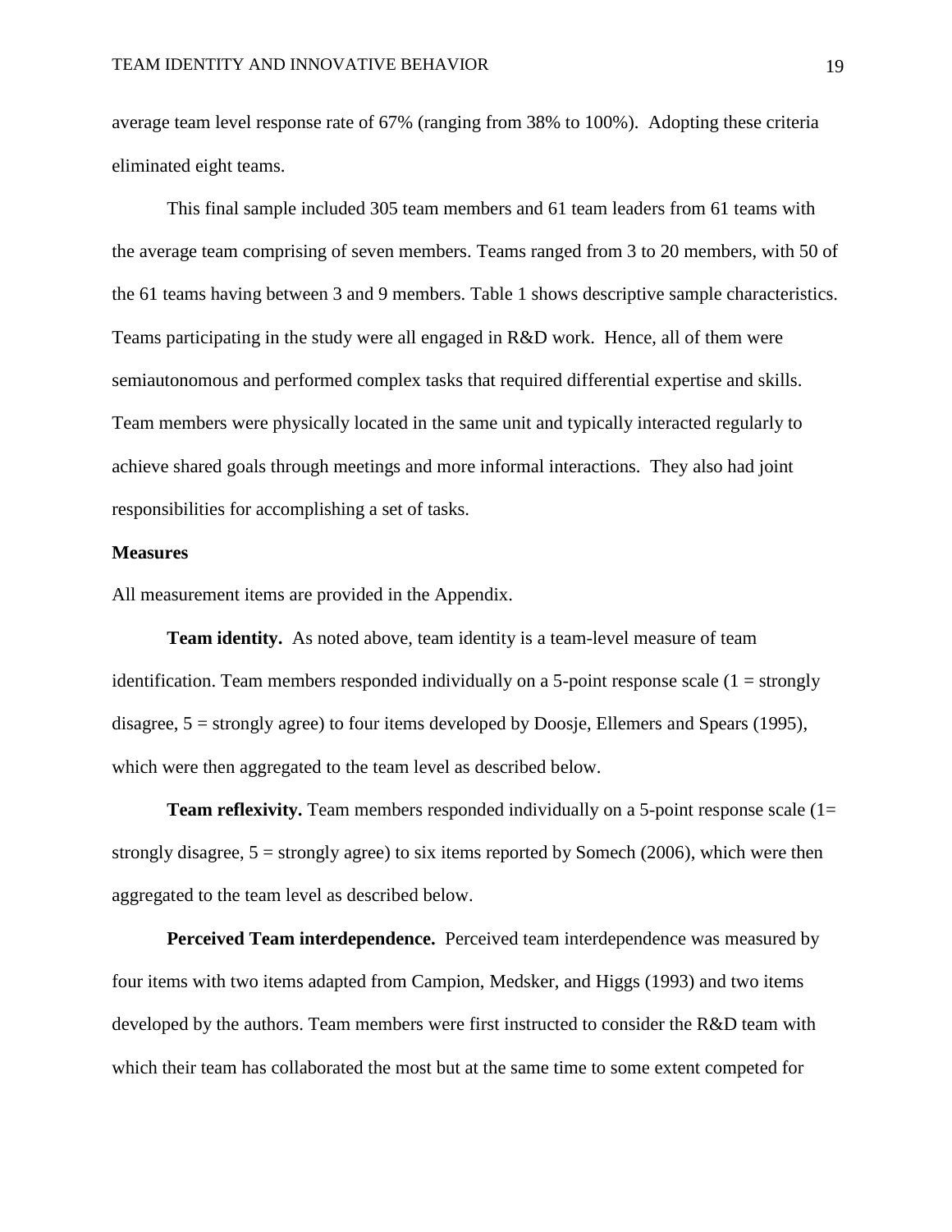average team level response rate of 67% (ranging from 38% to 100%). Adopting these criteria eliminated eight teams.

This final sample included 305 team members and 61 team leaders from 61 teams with the average team comprising of seven members. Teams ranged from 3 to 20 members, with 50 of the 61 teams having between 3 and 9 members. Table 1 shows descriptive sample characteristics. Teams participating in the study were all engaged in R&D work. Hence, all of them were semiautonomous and performed complex tasks that required differential expertise and skills. Team members were physically located in the same unit and typically interacted regularly to achieve shared goals through meetings and more informal interactions. They also had joint responsibilities for accomplishing a set of tasks.

**Measures**

All measurement items are provided in the Appendix.

**Team identity.** As noted above, team identity is a team-level measure of team identification. Team members responded individually on a 5-point response scale (1 = strongly disagree, 5 = strongly agree) to four items developed by Doosje, Ellemers and Spears (1995), which were then aggregated to the team level as described below.

**Team reflexivity.** Team members responded individually on a 5-point response scale (1= strongly disagree, 5 = strongly agree) to six items reported by Somech (2006), which were then aggregated to the team level as described below.

**Perceived Team interdependence.** Perceived team interdependence was measured by four items with two items adapted from Campion, Medsker, and Higgs (1993) and two items developed by the authors. Team members were first instructed to consider the R&D team with which their team has collaborated the most but at the same time to some extent competed for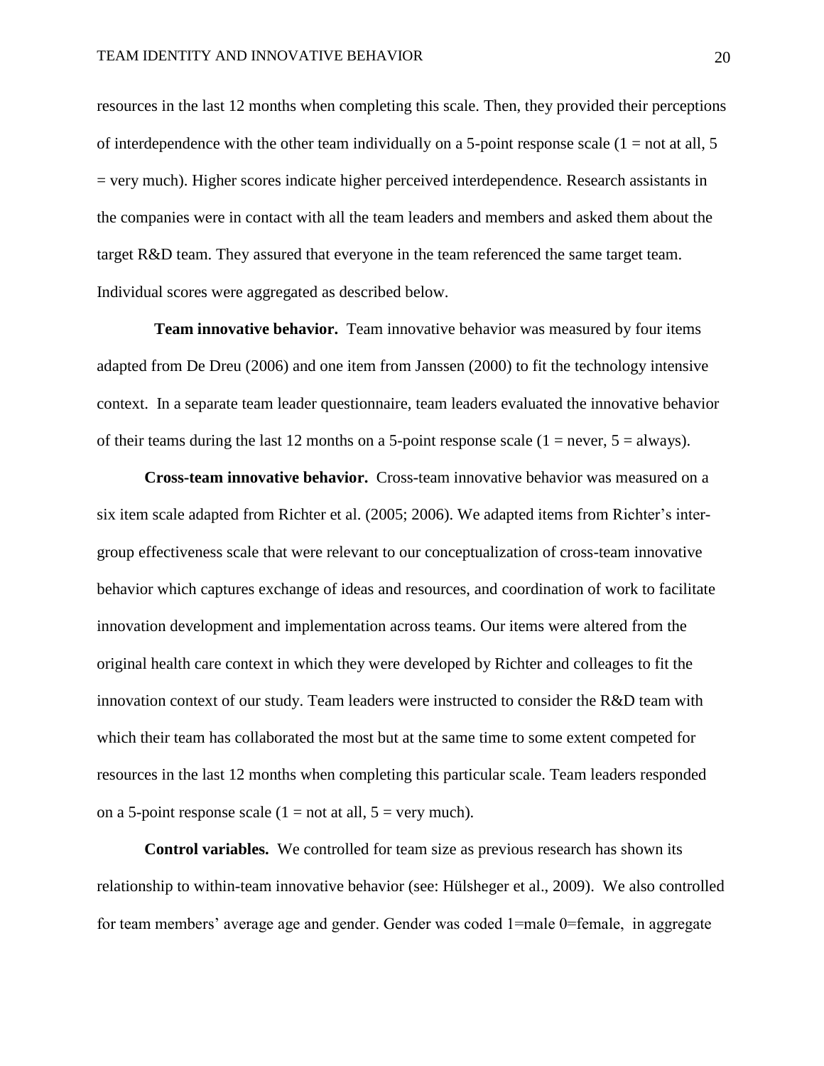resources in the last 12 months when completing this scale. Then, they provided their perceptions of interdependence with the other team individually on a 5-point response scale (1 = not at all, 5 = very much). Higher scores indicate higher perceived interdependence. Research assistants in the companies were in contact with all the team leaders and members and asked them about the target R&D team. They assured that everyone in the team referenced the same target team. Individual scores were aggregated as described below.

**Team innovative behavior.** Team innovative behavior was measured by four items adapted from De Dreu (2006) and one item from Janssen (2000) to fit the technology intensive context. In a separate team leader questionnaire, team leaders evaluated the innovative behavior of their teams during the last 12 months on a 5-point response scale (1 = never, 5 = always).

**Cross-team innovative behavior.** Cross-team innovative behavior was measured on a six item scale adapted from Richter et al. (2005; 2006). We adapted items from Richter's inter-group effectiveness scale that were relevant to our conceptualization of cross-team innovative behavior which captures exchange of ideas and resources, and coordination of work to facilitate innovation development and implementation across teams. Our items were altered from the original health care context in which they were developed by Richter and colleages to fit the innovation context of our study. Team leaders were instructed to consider the R&D team with which their team has collaborated the most but at the same time to some extent competed for resources in the last 12 months when completing this particular scale. Team leaders responded on a 5-point response scale (1 = not at all, 5 = very much).

**Control variables.** We controlled for team size as previous research has shown its relationship to within-team innovative behavior (see: Hülsheger et al., 2009). We also controlled for team members' average age and gender. Gender was coded 1=male 0=female, in aggregate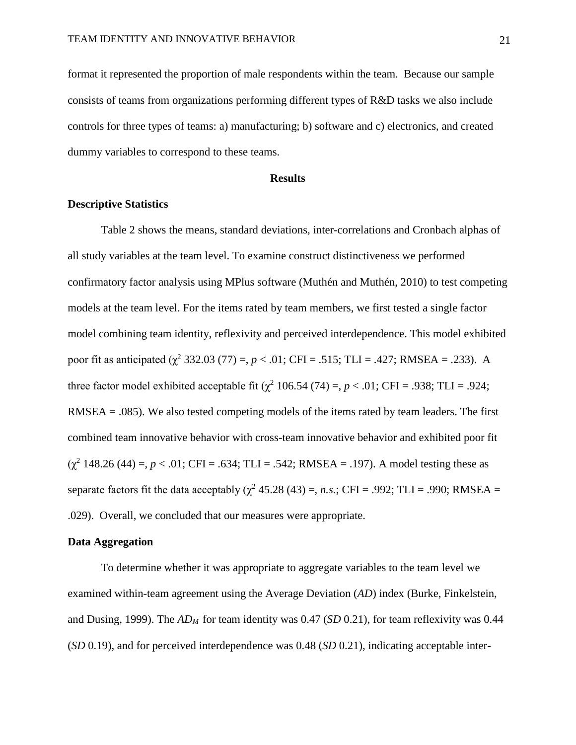format it represented the proportion of male respondents within the team. Because our sample consists of teams from organizations performing different types of R&D tasks we also include controls for three types of teams: a) manufacturing; b) software and c) electronics, and created dummy variables to correspond to these teams.

## Results

### Descriptive Statistics

Table 2 shows the means, standard deviations, inter-correlations and Cronbach alphas of all study variables at the team level. To examine construct distinctiveness we performed confirmatory factor analysis using MPlus software (Muthén and Muthén, 2010) to test competing models at the team level. For the items rated by team members, we first tested a single factor model combining team identity, reflexivity and perceived interdependence. This model exhibited poor fit as anticipated ($\chi^2$ 332.03 (77) =, $p < .01$; CFI = .515; TLI = .427; RMSEA = .233). A three factor model exhibited acceptable fit ($\chi^2$ 106.54 (74) =, $p < .01$; CFI = .938; TLI = .924; RMSEA = .085). We also tested competing models of the items rated by team leaders. The first combined team innovative behavior with cross-team innovative behavior and exhibited poor fit ($\chi^2$ 148.26 (44) =, $p < .01$; CFI = .634; TLI = .542; RMSEA = .197). A model testing these as separate factors fit the data acceptably ($\chi^2$ 45.28 (43) =, *n.s.*; CFI = .992; TLI = .990; RMSEA = .029). Overall, we concluded that our measures were appropriate.

### Data Aggregation

To determine whether it was appropriate to aggregate variables to the team level we examined within-team agreement using the Average Deviation (*AD*) index (Burke, Finkelstein, and Dusing, 1999). The $AD_M$ for team identity was 0.47 (*SD* 0.21), for team reflexivity was 0.44 (*SD* 0.19), and for perceived interdependence was 0.48 (*SD* 0.21), indicating acceptable inter-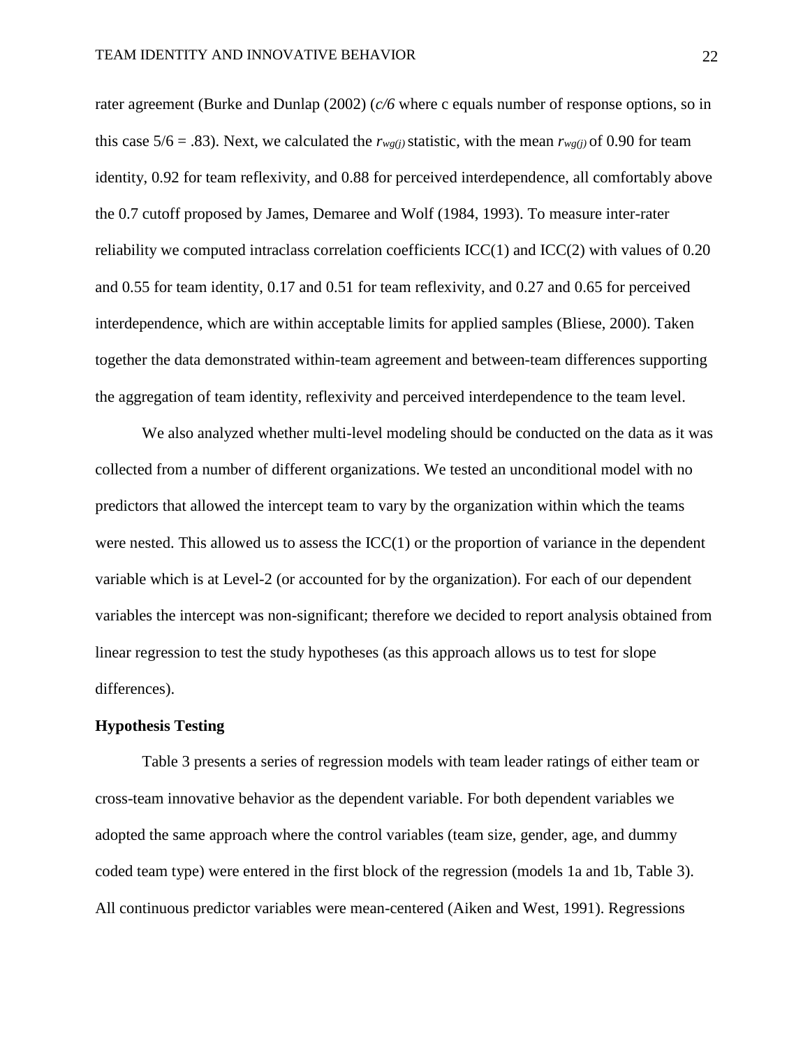rater agreement (Burke and Dunlap (2002) (*c/6* where c equals number of response options, so in this case 5/6 = .83). Next, we calculated the $r_{wg(j)}$ statistic, with the mean $r_{wg(j)}$ of 0.90 for team identity, 0.92 for team reflexivity, and 0.88 for perceived interdependence, all comfortably above the 0.7 cutoff proposed by James, Demaree and Wolf (1984, 1993). To measure inter-rater reliability we computed intraclass correlation coefficients ICC(1) and ICC(2) with values of 0.20 and 0.55 for team identity, 0.17 and 0.51 for team reflexivity, and 0.27 and 0.65 for perceived interdependence, which are within acceptable limits for applied samples (Bliese, 2000). Taken together the data demonstrated within-team agreement and between-team differences supporting the aggregation of team identity, reflexivity and perceived interdependence to the team level.

We also analyzed whether multi-level modeling should be conducted on the data as it was collected from a number of different organizations. We tested an unconditional model with no predictors that allowed the intercept team to vary by the organization within which the teams were nested. This allowed us to assess the ICC(1) or the proportion of variance in the dependent variable which is at Level-2 (or accounted for by the organization). For each of our dependent variables the intercept was non-significant; therefore we decided to report analysis obtained from linear regression to test the study hypotheses (as this approach allows us to test for slope differences).

**Hypothesis Testing**

Table 3 presents a series of regression models with team leader ratings of either team or cross-team innovative behavior as the dependent variable. For both dependent variables we adopted the same approach where the control variables (team size, gender, age, and dummy coded team type) were entered in the first block of the regression (models 1a and 1b, Table 3). All continuous predictor variables were mean-centered (Aiken and West, 1991). Regressions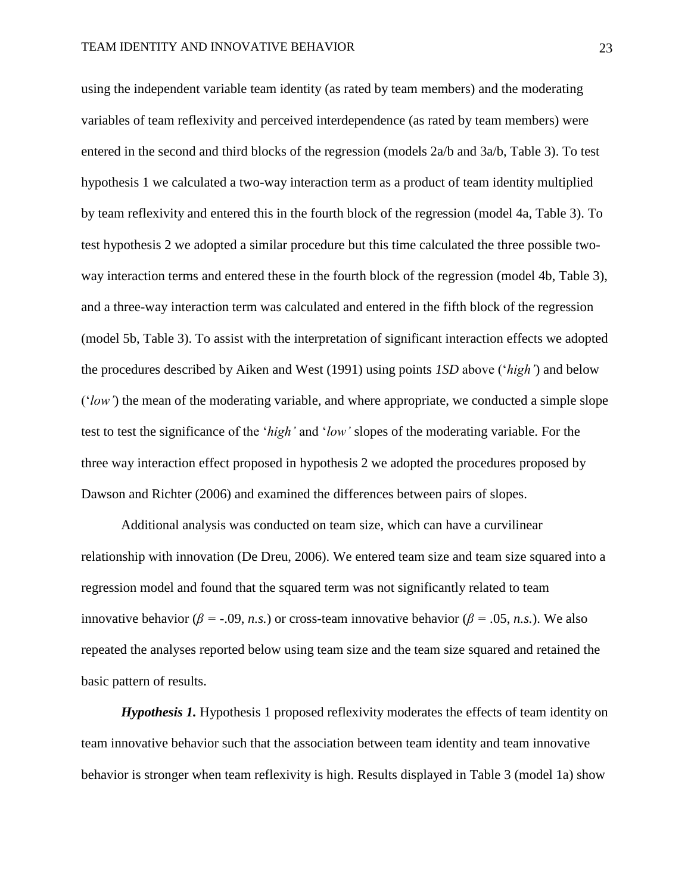using the independent variable team identity (as rated by team members) and the moderating variables of team reflexivity and perceived interdependence (as rated by team members) were entered in the second and third blocks of the regression (models 2a/b and 3a/b, Table 3). To test hypothesis 1 we calculated a two-way interaction term as a product of team identity multiplied by team reflexivity and entered this in the fourth block of the regression (model 4a, Table 3). To test hypothesis 2 we adopted a similar procedure but this time calculated the three possible two-way interaction terms and entered these in the fourth block of the regression (model 4b, Table 3), and a three-way interaction term was calculated and entered in the fifth block of the regression (model 5b, Table 3). To assist with the interpretation of significant interaction effects we adopted the procedures described by Aiken and West (1991) using points *1SD* above (‘*high’*) and below (‘*low’*) the mean of the moderating variable, and where appropriate, we conducted a simple slope test to test the significance of the ‘*high’* and ‘*low’* slopes of the moderating variable. For the three way interaction effect proposed in hypothesis 2 we adopted the procedures proposed by Dawson and Richter (2006) and examined the differences between pairs of slopes.

Additional analysis was conducted on team size, which can have a curvilinear relationship with innovation (De Dreu, 2006). We entered team size and team size squared into a regression model and found that the squared term was not significantly related to team innovative behavior ($\beta = -.09$, *n.s.*) or cross-team innovative behavior ($\beta = .05$, *n.s.*). We also repeated the analyses reported below using team size and the team size squared and retained the basic pattern of results.

***Hypothesis 1.*** Hypothesis 1 proposed reflexivity moderates the effects of team identity on team innovative behavior such that the association between team identity and team innovative behavior is stronger when team reflexivity is high. Results displayed in Table 3 (model 1a) show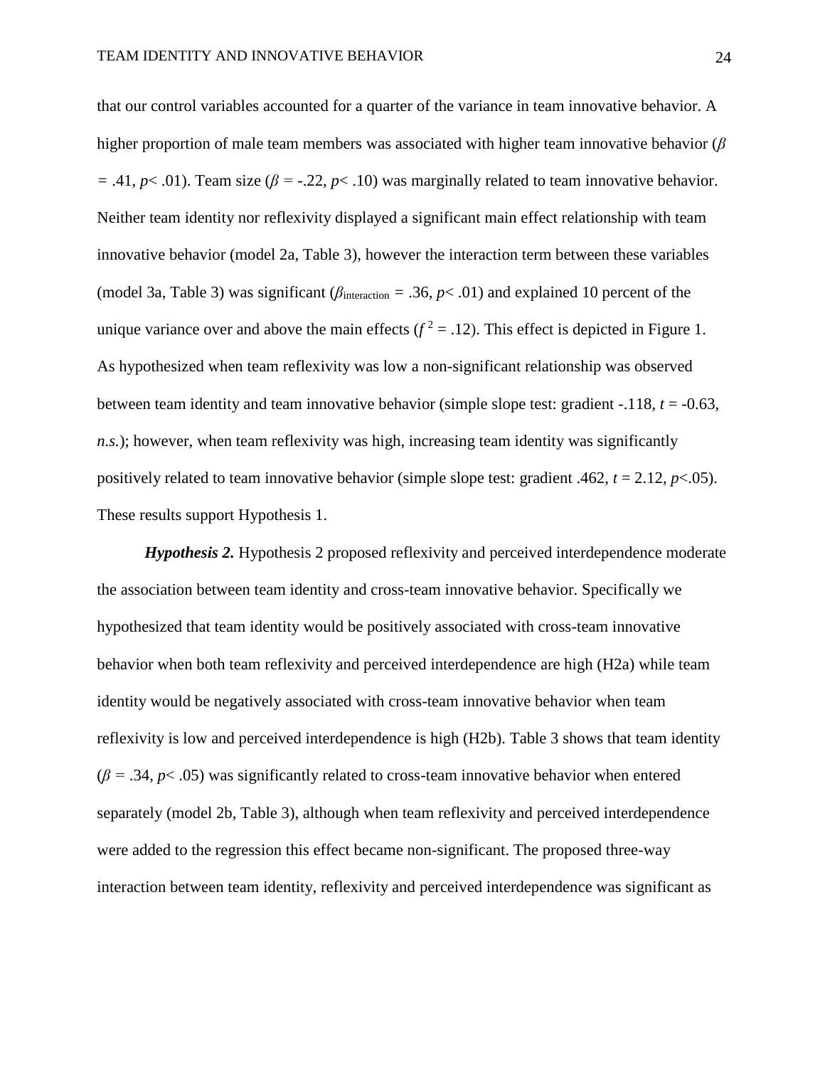that our control variables accounted for a quarter of the variance in team innovative behavior. A higher proportion of male team members was associated with higher team innovative behavior ($\beta = .41$, $p < .01$). Team size ($\beta = -.22$, $p < .10$) was marginally related to team innovative behavior. Neither team identity nor reflexivity displayed a significant main effect relationship with team innovative behavior (model 2a, Table 3), however the interaction term between these variables (model 3a, Table 3) was significant ($\beta_{\text{interaction}} = .36$, $p < .01$) and explained 10 percent of the unique variance over and above the main effects ($f^2 = .12$). This effect is depicted in Figure 1. As hypothesized when team reflexivity was low a non-significant relationship was observed between team identity and team innovative behavior (simple slope test: gradient -.118, $t = -0.63$, *n.s.*); however, when team reflexivity was high, increasing team identity was significantly positively related to team innovative behavior (simple slope test: gradient .462, $t = 2.12$, $p < .05$). These results support Hypothesis 1.

***Hypothesis 2.*** Hypothesis 2 proposed reflexivity and perceived interdependence moderate the association between team identity and cross-team innovative behavior. Specifically we hypothesized that team identity would be positively associated with cross-team innovative behavior when both team reflexivity and perceived interdependence are high (H2a) while team identity would be negatively associated with cross-team innovative behavior when team reflexivity is low and perceived interdependence is high (H2b). Table 3 shows that team identity ($\beta = .34$, $p < .05$) was significantly related to cross-team innovative behavior when entered separately (model 2b, Table 3), although when team reflexivity and perceived interdependence were added to the regression this effect became non-significant. The proposed three-way interaction between team identity, reflexivity and perceived interdependence was significant as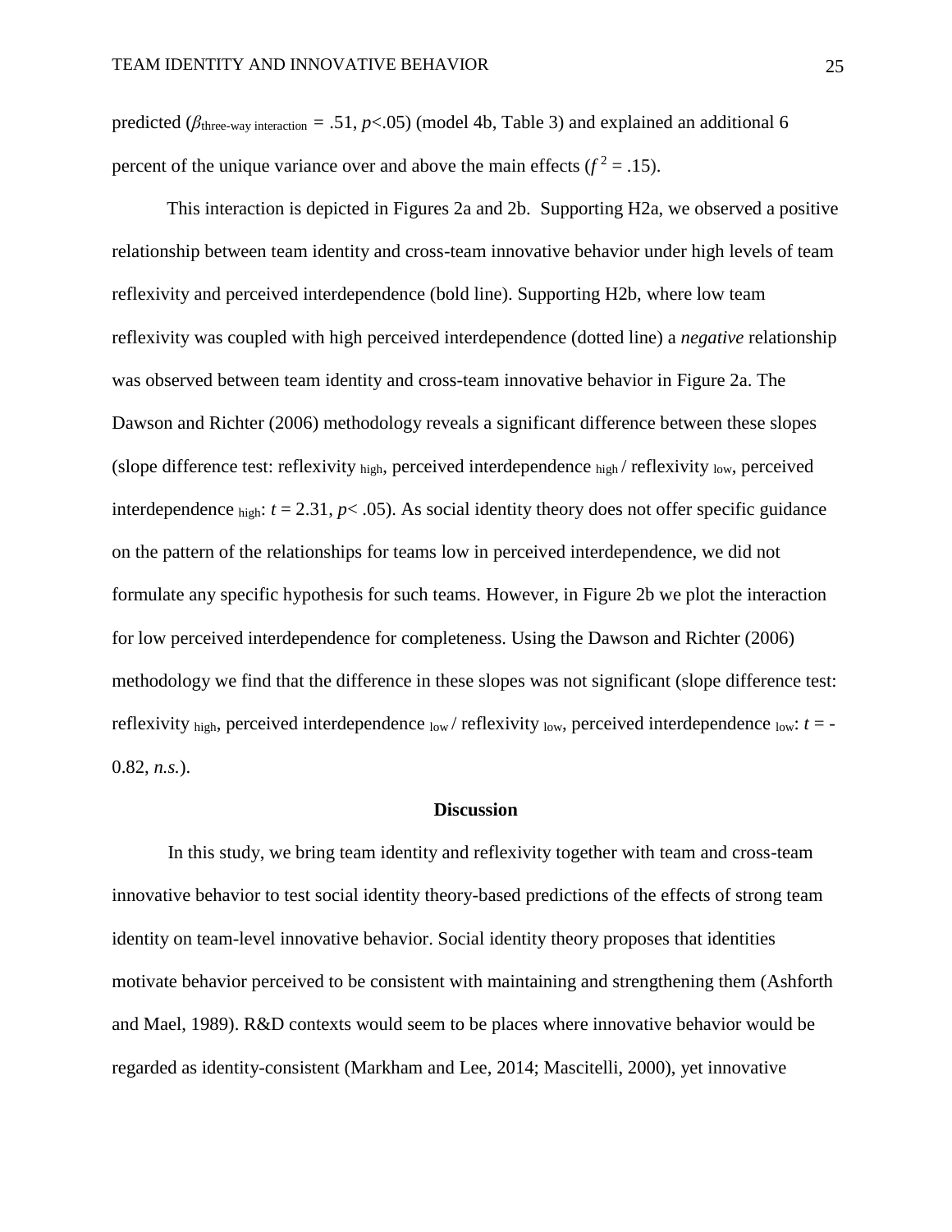predicted ($\beta_{\text{three-way interaction}} = .51$, $p<.05$) (model 4b, Table 3) and explained an additional 6 percent of the unique variance over and above the main effects ($f^2 = .15$).

This interaction is depicted in Figures 2a and 2b. Supporting H2a, we observed a positive relationship between team identity and cross-team innovative behavior under high levels of team reflexivity and perceived interdependence (bold line). Supporting H2b, where low team reflexivity was coupled with high perceived interdependence (dotted line) a *negative* relationship was observed between team identity and cross-team innovative behavior in Figure 2a. The Dawson and Richter (2006) methodology reveals a significant difference between these slopes (slope difference test: reflexivity $_{\text{high}}$, perceived interdependence $_{\text{high}}$ / reflexivity $_{\text{low}}$, perceived interdependence $_{\text{high}}$: $t = 2.31$, $p< .05$). As social identity theory does not offer specific guidance on the pattern of the relationships for teams low in perceived interdependence, we did not formulate any specific hypothesis for such teams. However, in Figure 2b we plot the interaction for low perceived interdependence for completeness. Using the Dawson and Richter (2006) methodology we find that the difference in these slopes was not significant (slope difference test: reflexivity $_{\text{high}}$, perceived interdependence $_{\text{low}}$ / reflexivity $_{\text{low}}$, perceived interdependence $_{\text{low}}$: $t = -0.82$, *n.s.*).

## Discussion

In this study, we bring team identity and reflexivity together with team and cross-team innovative behavior to test social identity theory-based predictions of the effects of strong team identity on team-level innovative behavior. Social identity theory proposes that identities motivate behavior perceived to be consistent with maintaining and strengthening them (Ashforth and Mael, 1989). R&D contexts would seem to be places where innovative behavior would be regarded as identity-consistent (Markham and Lee, 2014; Mascitelli, 2000), yet innovative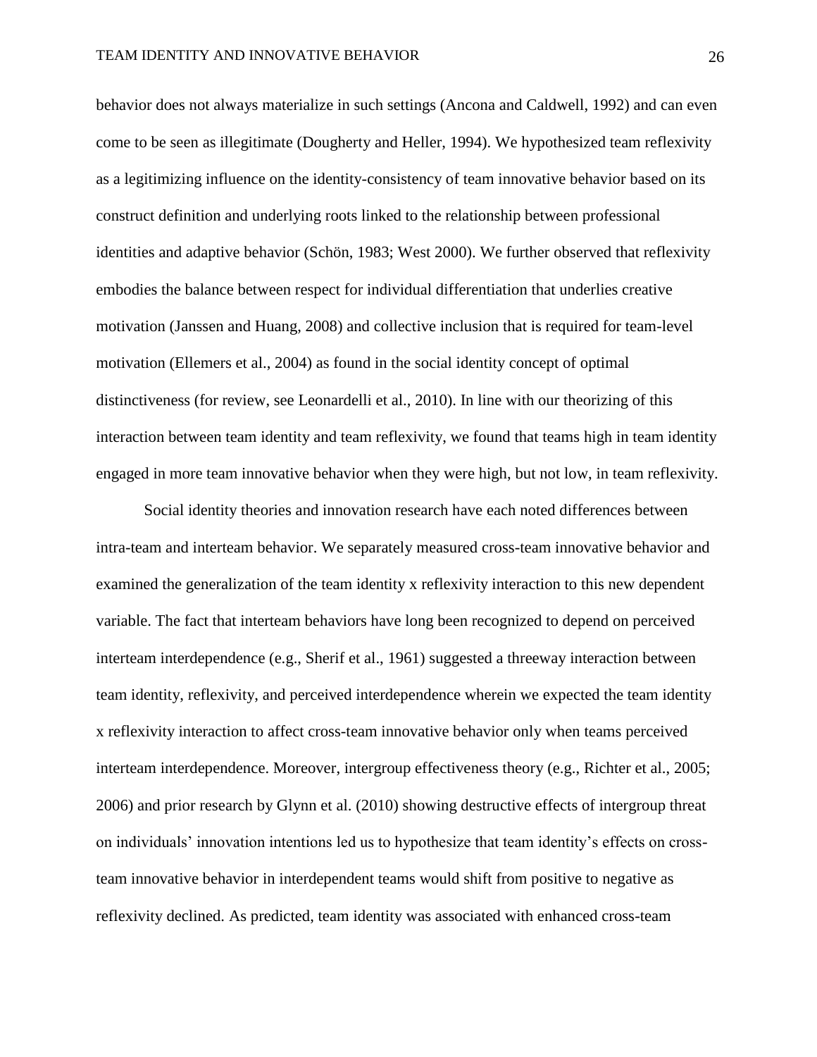behavior does not always materialize in such settings (Ancona and Caldwell, 1992) and can even come to be seen as illegitimate (Dougherty and Heller, 1994). We hypothesized team reflexivity as a legitimizing influence on the identity-consistency of team innovative behavior based on its construct definition and underlying roots linked to the relationship between professional identities and adaptive behavior (Schön, 1983; West 2000). We further observed that reflexivity embodies the balance between respect for individual differentiation that underlies creative motivation (Janssen and Huang, 2008) and collective inclusion that is required for team-level motivation (Ellemers et al., 2004) as found in the social identity concept of optimal distinctiveness (for review, see Leonardelli et al., 2010). In line with our theorizing of this interaction between team identity and team reflexivity, we found that teams high in team identity engaged in more team innovative behavior when they were high, but not low, in team reflexivity.

Social identity theories and innovation research have each noted differences between intra-team and interteam behavior. We separately measured cross-team innovative behavior and examined the generalization of the team identity x reflexivity interaction to this new dependent variable. The fact that interteam behaviors have long been recognized to depend on perceived interteam interdependence (e.g., Sherif et al., 1961) suggested a threeway interaction between team identity, reflexivity, and perceived interdependence wherein we expected the team identity x reflexivity interaction to affect cross-team innovative behavior only when teams perceived interteam interdependence. Moreover, intergroup effectiveness theory (e.g., Richter et al., 2005; 2006) and prior research by Glynn et al. (2010) showing destructive effects of intergroup threat on individuals' innovation intentions led us to hypothesize that team identity's effects on cross-team innovative behavior in interdependent teams would shift from positive to negative as reflexivity declined. As predicted, team identity was associated with enhanced cross-team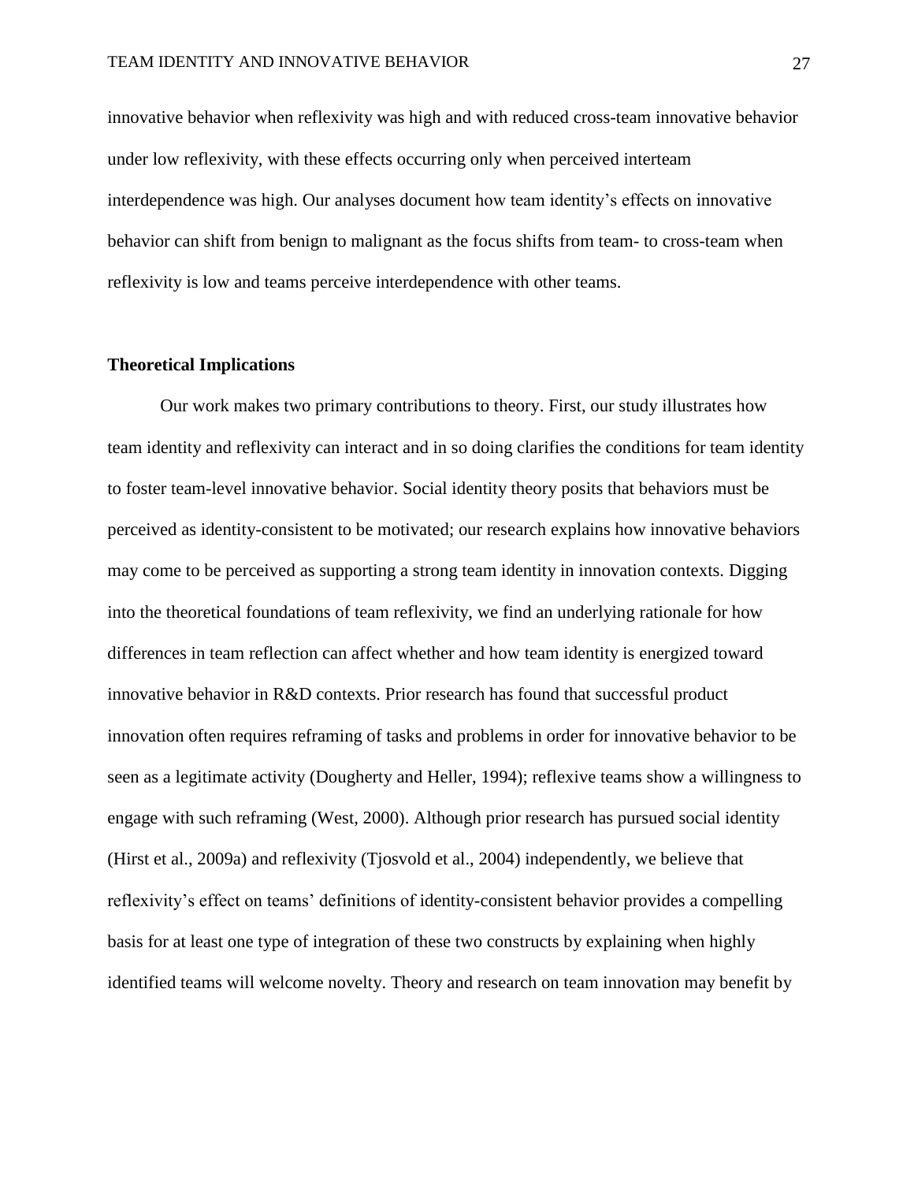innovative behavior when reflexivity was high and with reduced cross-team innovative behavior under low reflexivity, with these effects occurring only when perceived interteam interdependence was high. Our analyses document how team identity's effects on innovative behavior can shift from benign to malignant as the focus shifts from team- to cross-team when reflexivity is low and teams perceive interdependence with other teams.

### Theoretical Implications

Our work makes two primary contributions to theory. First, our study illustrates how team identity and reflexivity can interact and in so doing clarifies the conditions for team identity to foster team-level innovative behavior. Social identity theory posits that behaviors must be perceived as identity-consistent to be motivated; our research explains how innovative behaviors may come to be perceived as supporting a strong team identity in innovation contexts. Digging into the theoretical foundations of team reflexivity, we find an underlying rationale for how differences in team reflection can affect whether and how team identity is energized toward innovative behavior in R&D contexts. Prior research has found that successful product innovation often requires reframing of tasks and problems in order for innovative behavior to be seen as a legitimate activity (Dougherty and Heller, 1994); reflexive teams show a willingness to engage with such reframing (West, 2000). Although prior research has pursued social identity (Hirst et al., 2009a) and reflexivity (Tjosvold et al., 2004) independently, we believe that reflexivity's effect on teams' definitions of identity-consistent behavior provides a compelling basis for at least one type of integration of these two constructs by explaining when highly identified teams will welcome novelty. Theory and research on team innovation may benefit by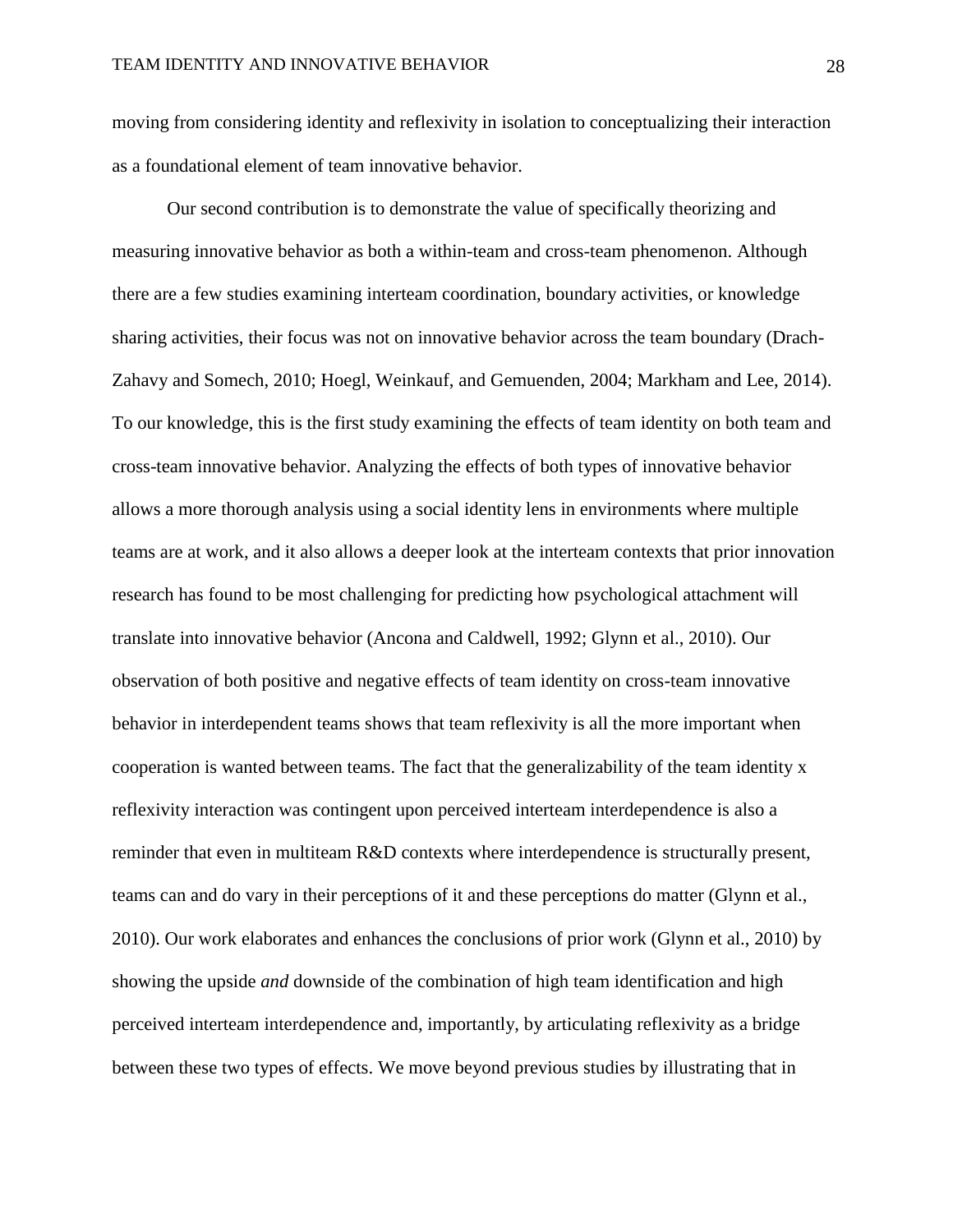moving from considering identity and reflexivity in isolation to conceptualizing their interaction as a foundational element of team innovative behavior.

Our second contribution is to demonstrate the value of specifically theorizing and measuring innovative behavior as both a within-team and cross-team phenomenon. Although there are a few studies examining interteam coordination, boundary activities, or knowledge sharing activities, their focus was not on innovative behavior across the team boundary (Drach-Zahavy and Somech, 2010; Hoegl, Weinkauf, and Gemuenden, 2004; Markham and Lee, 2014). To our knowledge, this is the first study examining the effects of team identity on both team and cross-team innovative behavior. Analyzing the effects of both types of innovative behavior allows a more thorough analysis using a social identity lens in environments where multiple teams are at work, and it also allows a deeper look at the interteam contexts that prior innovation research has found to be most challenging for predicting how psychological attachment will translate into innovative behavior (Ancona and Caldwell, 1992; Glynn et al., 2010). Our observation of both positive and negative effects of team identity on cross-team innovative behavior in interdependent teams shows that team reflexivity is all the more important when cooperation is wanted between teams. The fact that the generalizability of the team identity x reflexivity interaction was contingent upon perceived interteam interdependence is also a reminder that even in multiteam R&D contexts where interdependence is structurally present, teams can and do vary in their perceptions of it and these perceptions do matter (Glynn et al., 2010). Our work elaborates and enhances the conclusions of prior work (Glynn et al., 2010) by showing the upside *and* downside of the combination of high team identification and high perceived interteam interdependence and, importantly, by articulating reflexivity as a bridge between these two types of effects. We move beyond previous studies by illustrating that in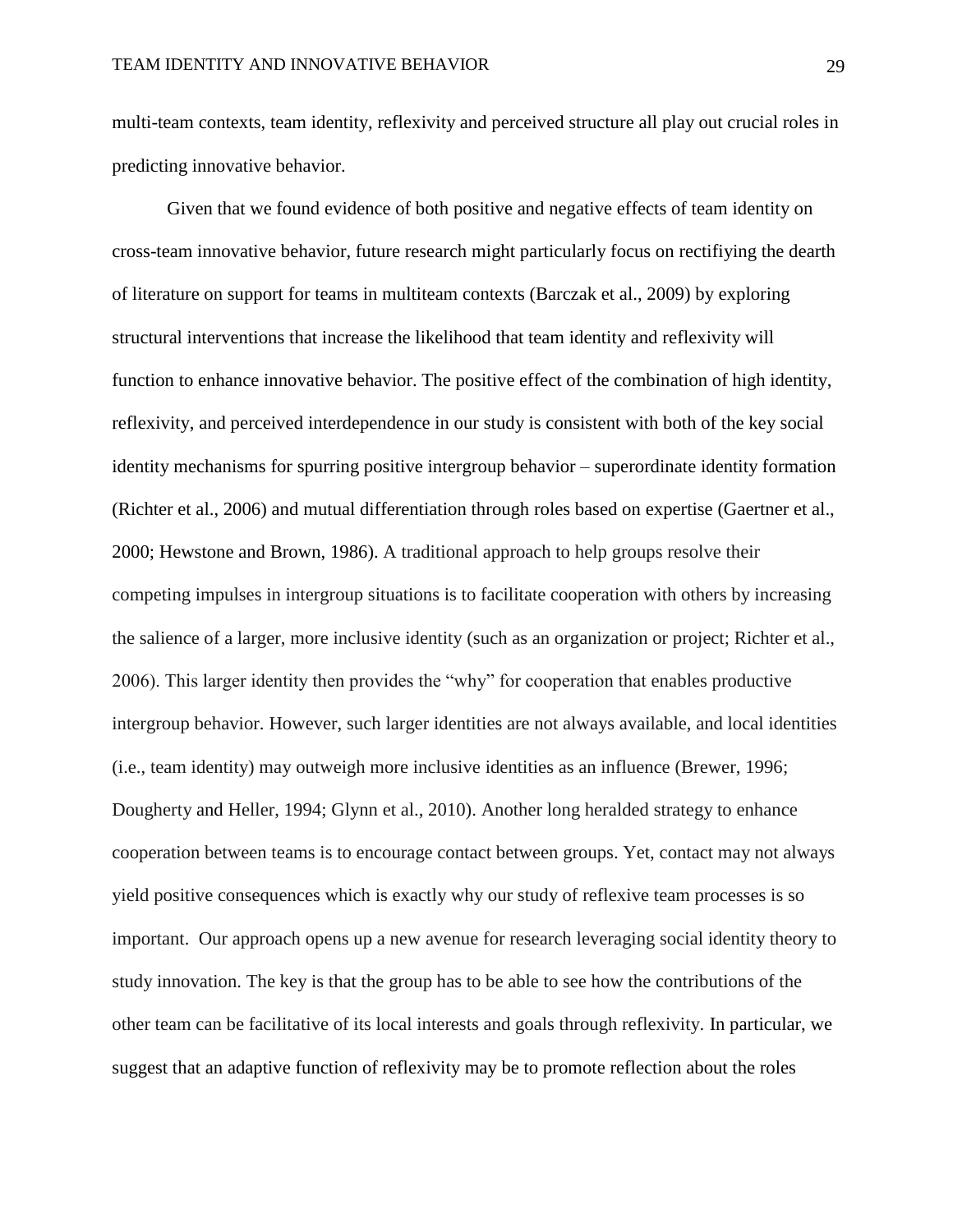multi-team contexts, team identity, reflexivity and perceived structure all play out crucial roles in predicting innovative behavior.

Given that we found evidence of both positive and negative effects of team identity on cross-team innovative behavior, future research might particularly focus on rectifiying the dearth of literature on support for teams in multiteam contexts (Barczak et al., 2009) by exploring structural interventions that increase the likelihood that team identity and reflexivity will function to enhance innovative behavior. The positive effect of the combination of high identity, reflexivity, and perceived interdependence in our study is consistent with both of the key social identity mechanisms for spurring positive intergroup behavior – superordinate identity formation (Richter et al., 2006) and mutual differentiation through roles based on expertise (Gaertner et al., 2000; Hewstone and Brown, 1986). A traditional approach to help groups resolve their competing impulses in intergroup situations is to facilitate cooperation with others by increasing the salience of a larger, more inclusive identity (such as an organization or project; Richter et al., 2006). This larger identity then provides the "why" for cooperation that enables productive intergroup behavior. However, such larger identities are not always available, and local identities (i.e., team identity) may outweigh more inclusive identities as an influence (Brewer, 1996; Dougherty and Heller, 1994; Glynn et al., 2010). Another long heralded strategy to enhance cooperation between teams is to encourage contact between groups. Yet, contact may not always yield positive consequences which is exactly why our study of reflexive team processes is so important. Our approach opens up a new avenue for research leveraging social identity theory to study innovation. The key is that the group has to be able to see how the contributions of the other team can be facilitative of its local interests and goals through reflexivity. In particular, we suggest that an adaptive function of reflexivity may be to promote reflection about the roles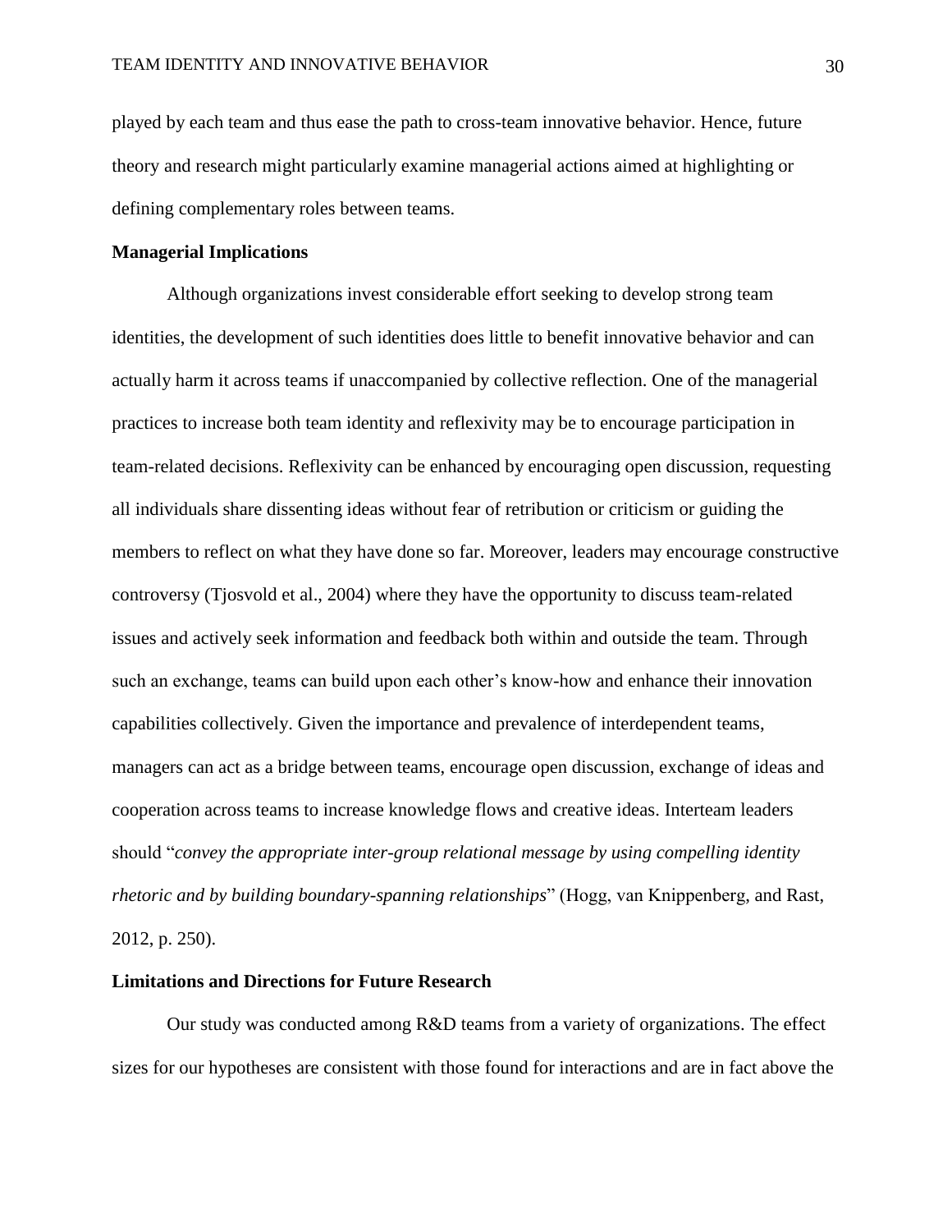played by each team and thus ease the path to cross-team innovative behavior. Hence, future theory and research might particularly examine managerial actions aimed at highlighting or defining complementary roles between teams.

**Managerial Implications**

Although organizations invest considerable effort seeking to develop strong team identities, the development of such identities does little to benefit innovative behavior and can actually harm it across teams if unaccompanied by collective reflection. One of the managerial practices to increase both team identity and reflexivity may be to encourage participation in team-related decisions. Reflexivity can be enhanced by encouraging open discussion, requesting all individuals share dissenting ideas without fear of retribution or criticism or guiding the members to reflect on what they have done so far. Moreover, leaders may encourage constructive controversy (Tjosvold et al., 2004) where they have the opportunity to discuss team-related issues and actively seek information and feedback both within and outside the team. Through such an exchange, teams can build upon each other's know-how and enhance their innovation capabilities collectively. Given the importance and prevalence of interdependent teams, managers can act as a bridge between teams, encourage open discussion, exchange of ideas and cooperation across teams to increase knowledge flows and creative ideas. Interteam leaders should "*convey the appropriate inter-group relational message by using compelling identity rhetoric and by building boundary-spanning relationships*" (Hogg, van Knippenberg, and Rast, 2012, p. 250).

**Limitations and Directions for Future Research**

Our study was conducted among R&D teams from a variety of organizations. The effect sizes for our hypotheses are consistent with those found for interactions and are in fact above the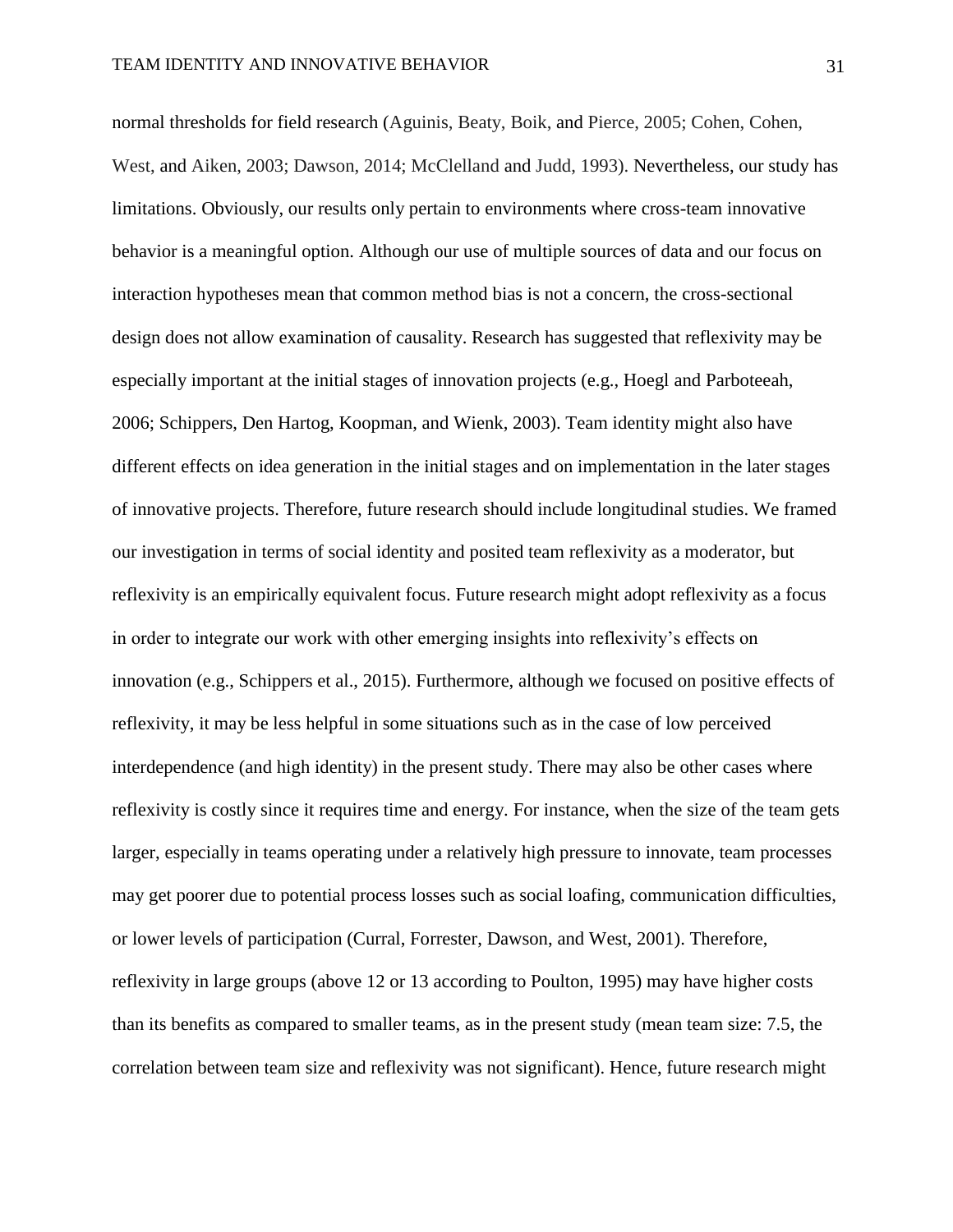normal thresholds for field research (Aguinis, Beaty, Boik, and Pierce, 2005; Cohen, Cohen, West, and Aiken, 2003; Dawson, 2014; McClelland and Judd, 1993). Nevertheless, our study has limitations. Obviously, our results only pertain to environments where cross-team innovative behavior is a meaningful option. Although our use of multiple sources of data and our focus on interaction hypotheses mean that common method bias is not a concern, the cross-sectional design does not allow examination of causality. Research has suggested that reflexivity may be especially important at the initial stages of innovation projects (e.g., Hoegl and Parboteeah, 2006; Schippers, Den Hartog, Koopman, and Wienk, 2003). Team identity might also have different effects on idea generation in the initial stages and on implementation in the later stages of innovative projects. Therefore, future research should include longitudinal studies. We framed our investigation in terms of social identity and posited team reflexivity as a moderator, but reflexivity is an empirically equivalent focus. Future research might adopt reflexivity as a focus in order to integrate our work with other emerging insights into reflexivity's effects on innovation (e.g., Schippers et al., 2015). Furthermore, although we focused on positive effects of reflexivity, it may be less helpful in some situations such as in the case of low perceived interdependence (and high identity) in the present study. There may also be other cases where reflexivity is costly since it requires time and energy. For instance, when the size of the team gets larger, especially in teams operating under a relatively high pressure to innovate, team processes may get poorer due to potential process losses such as social loafing, communication difficulties, or lower levels of participation (Curral, Forrester, Dawson, and West, 2001). Therefore, reflexivity in large groups (above 12 or 13 according to Poulton, 1995) may have higher costs than its benefits as compared to smaller teams, as in the present study (mean team size: 7.5, the correlation between team size and reflexivity was not significant). Hence, future research might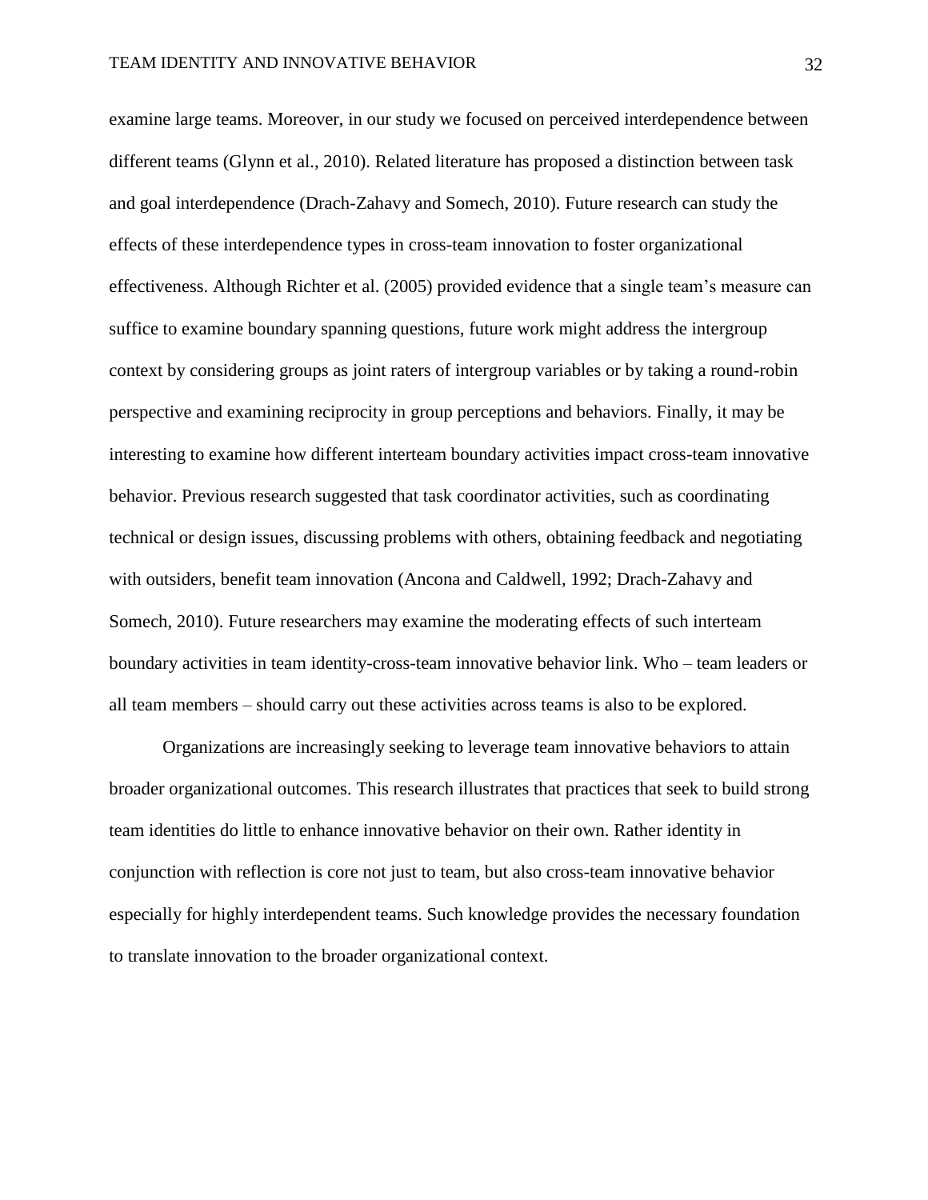examine large teams. Moreover, in our study we focused on perceived interdependence between different teams (Glynn et al., 2010). Related literature has proposed a distinction between task and goal interdependence (Drach-Zahavy and Somech, 2010). Future research can study the effects of these interdependence types in cross-team innovation to foster organizational effectiveness. Although Richter et al. (2005) provided evidence that a single team's measure can suffice to examine boundary spanning questions, future work might address the intergroup context by considering groups as joint raters of intergroup variables or by taking a round-robin perspective and examining reciprocity in group perceptions and behaviors. Finally, it may be interesting to examine how different interteam boundary activities impact cross-team innovative behavior. Previous research suggested that task coordinator activities, such as coordinating technical or design issues, discussing problems with others, obtaining feedback and negotiating with outsiders, benefit team innovation (Ancona and Caldwell, 1992; Drach-Zahavy and Somech, 2010). Future researchers may examine the moderating effects of such interteam boundary activities in team identity-cross-team innovative behavior link. Who – team leaders or all team members – should carry out these activities across teams is also to be explored.

Organizations are increasingly seeking to leverage team innovative behaviors to attain broader organizational outcomes. This research illustrates that practices that seek to build strong team identities do little to enhance innovative behavior on their own. Rather identity in conjunction with reflection is core not just to team, but also cross-team innovative behavior especially for highly interdependent teams. Such knowledge provides the necessary foundation to translate innovation to the broader organizational context.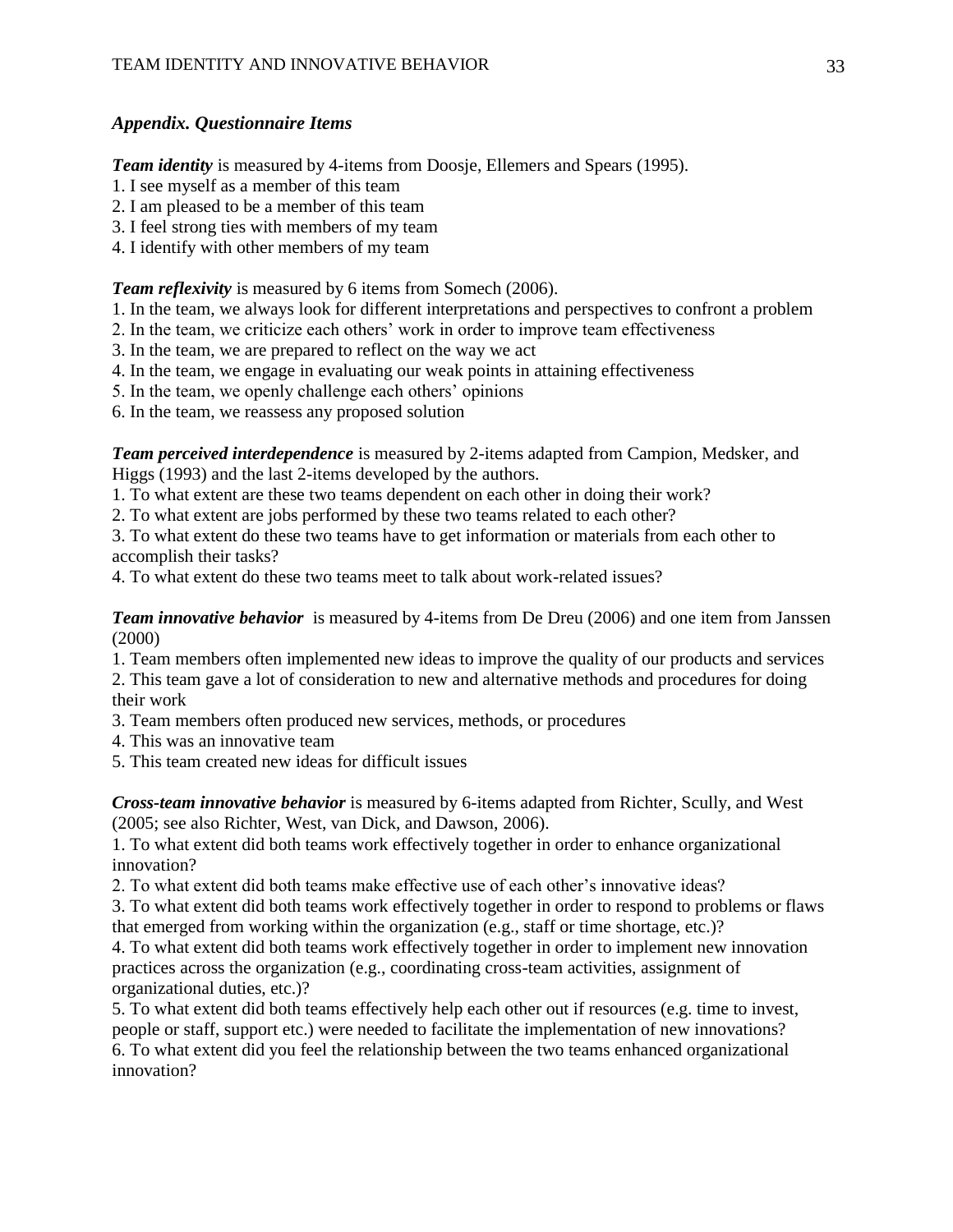### *Appendix. Questionnaire Items*

***Team identity*** is measured by 4-items from Doosje, Ellemers and Spears (1995).

1. I see myself as a member of this team
2. I am pleased to be a member of this team
3. I feel strong ties with members of my team
4. I identify with other members of my team

***Team reflexivity*** is measured by 6 items from Somech (2006).

1. In the team, we always look for different interpretations and perspectives to confront a problem
2. In the team, we criticize each others' work in order to improve team effectiveness
3. In the team, we are prepared to reflect on the way we act
4. In the team, we engage in evaluating our weak points in attaining effectiveness
5. In the team, we openly challenge each others' opinions
6. In the team, we reassess any proposed solution

***Team perceived interdependence*** is measured by 2-items adapted from Campion, Medsker, and Higgs (1993) and the last 2-items developed by the authors.

1. To what extent are these two teams dependent on each other in doing their work?
2. To what extent are jobs performed by these two teams related to each other?
3. To what extent do these two teams have to get information or materials from each other to accomplish their tasks?
4. To what extent do these two teams meet to talk about work-related issues?

***Team innovative behavior*** is measured by 4-items from De Dreu (2006) and one item from Janssen (2000)

1. Team members often implemented new ideas to improve the quality of our products and services
2. This team gave a lot of consideration to new and alternative methods and procedures for doing their work
3. Team members often produced new services, methods, or procedures
4. This was an innovative team
5. This team created new ideas for difficult issues

***Cross-team innovative behavior*** is measured by 6-items adapted from Richter, Scully, and West (2005; see also Richter, West, van Dick, and Dawson, 2006).

1. To what extent did both teams work effectively together in order to enhance organizational innovation?
2. To what extent did both teams make effective use of each other's innovative ideas?
3. To what extent did both teams work effectively together in order to respond to problems or flaws that emerged from working within the organization (e.g., staff or time shortage, etc.)?
4. To what extent did both teams work effectively together in order to implement new innovation practices across the organization (e.g., coordinating cross-team activities, assignment of organizational duties, etc.)?
5. To what extent did both teams effectively help each other out if resources (e.g. time to invest, people or staff, support etc.) were needed to facilitate the implementation of new innovations?
6. To what extent did you feel the relationship between the two teams enhanced organizational innovation?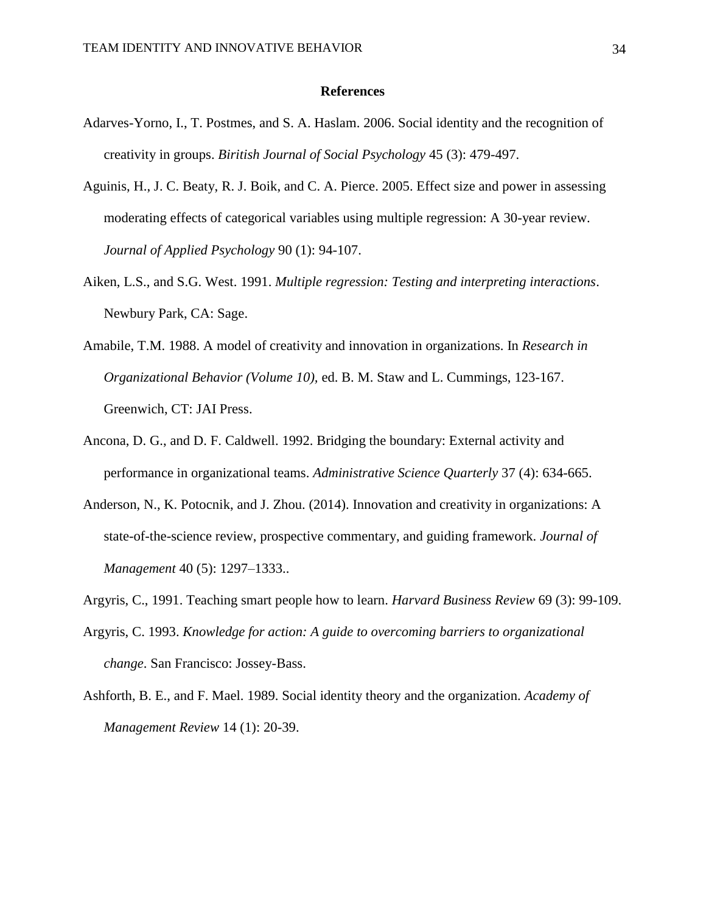## References

Adarves-Yorno, I., T. Postmes, and S. A. Haslam. 2006. Social identity and the recognition of creativity in groups. *Biritish Journal of Social Psychology* 45 (3): 479-497.

Aguinis, H., J. C. Beaty, R. J. Boik, and C. A. Pierce. 2005. Effect size and power in assessing moderating effects of categorical variables using multiple regression: A 30-year review. *Journal of Applied Psychology* 90 (1): 94-107.

Aiken, L.S., and S.G. West. 1991. *Multiple regression: Testing and interpreting interactions*. Newbury Park, CA: Sage.

Amabile, T.M. 1988. A model of creativity and innovation in organizations. In *Research in Organizational Behavior (Volume 10)*, ed. B. M. Staw and L. Cummings, 123-167. Greenwich, CT: JAI Press.

Ancona, D. G., and D. F. Caldwell. 1992. Bridging the boundary: External activity and performance in organizational teams. *Administrative Science Quarterly* 37 (4): 634-665.

Anderson, N., K. Potocnik, and J. Zhou. (2014). Innovation and creativity in organizations: A state-of-the-science review, prospective commentary, and guiding framework. *Journal of Management* 40 (5): 1297–1333..

Argyris, C., 1991. Teaching smart people how to learn. *Harvard Business Review* 69 (3): 99-109.

Argyris, C. 1993. *Knowledge for action: A guide to overcoming barriers to organizational change*. San Francisco: Jossey-Bass.

Ashforth, B. E., and F. Mael. 1989. Social identity theory and the organization. *Academy of Management Review* 14 (1): 20-39.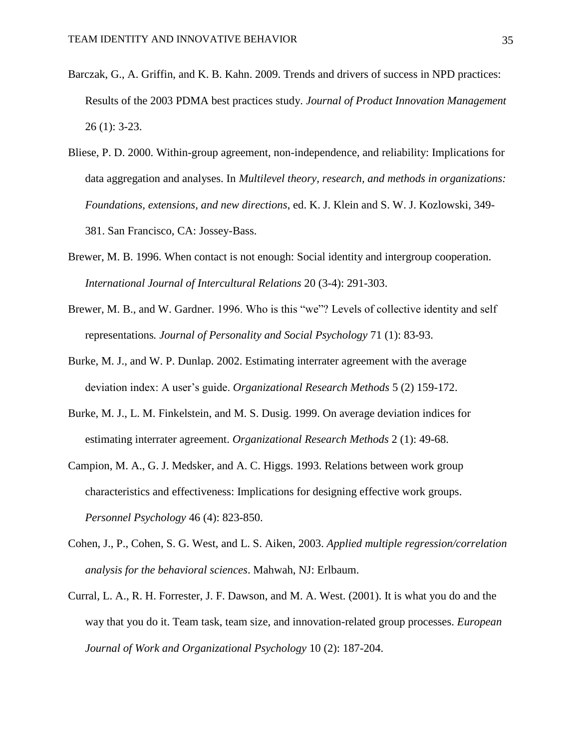Barczak, G., A. Griffin, and K. B. Kahn. 2009. Trends and drivers of success in NPD practices: Results of the 2003 PDMA best practices study. *Journal of Product Innovation Management* 26 (1): 3-23.

Bliese, P. D. 2000. Within-group agreement, non-independence, and reliability: Implications for data aggregation and analyses. In *Multilevel theory, research, and methods in organizations: Foundations, extensions, and new directions*, ed. K. J. Klein and S. W. J. Kozlowski, 349-381. San Francisco, CA: Jossey-Bass.

Brewer, M. B. 1996. When contact is not enough: Social identity and intergroup cooperation. *International Journal of Intercultural Relations* 20 (3-4): 291-303.

Brewer, M. B., and W. Gardner. 1996. Who is this "we"? Levels of collective identity and self representations*. Journal of Personality and Social Psychology* 71 (1): 83-93.

Burke, M. J., and W. P. Dunlap. 2002. Estimating interrater agreement with the average deviation index: A user's guide. *Organizational Research Methods* 5 (2) 159-172.

Burke, M. J., L. M. Finkelstein, and M. S. Dusig. 1999. On average deviation indices for estimating interrater agreement. *Organizational Research Methods* 2 (1): 49-68.

Campion, M. A., G. J. Medsker, and A. C. Higgs. 1993. Relations between work group characteristics and effectiveness: Implications for designing effective work groups. *Personnel Psychology* 46 (4): 823-850.

Cohen, J., P., Cohen, S. G. West, and L. S. Aiken, 2003. *Applied multiple regression/correlation analysis for the behavioral sciences*. Mahwah, NJ: Erlbaum.

Curral, L. A., R. H. Forrester, J. F. Dawson, and M. A. West. (2001). It is what you do and the way that you do it. Team task, team size, and innovation-related group processes. *European Journal of Work and Organizational Psychology* 10 (2): 187-204.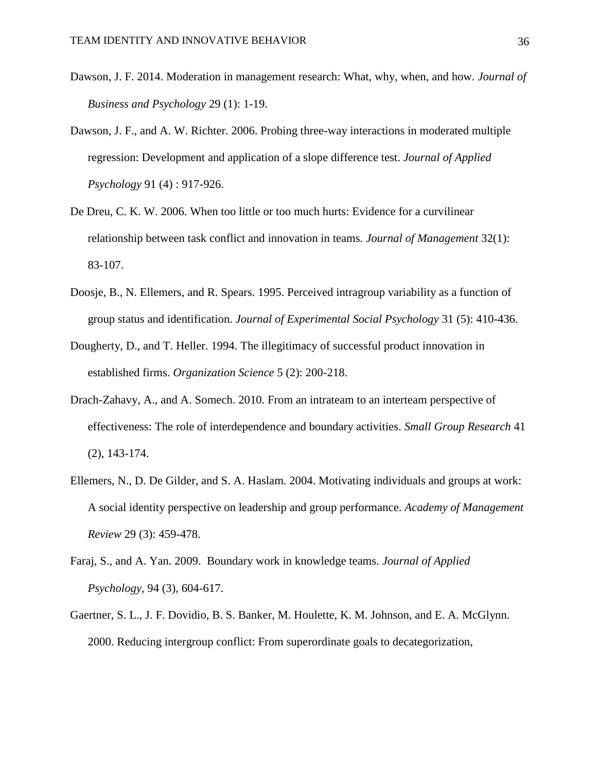Dawson, J. F. 2014. Moderation in management research: What, why, when, and how. *Journal of Business and Psychology* 29 (1): 1-19.

Dawson, J. F., and A. W. Richter. 2006. Probing three-way interactions in moderated multiple regression: Development and application of a slope difference test. *Journal of Applied Psychology* 91 (4) : 917-926.

De Dreu, C. K. W. 2006. When too little or too much hurts: Evidence for a curvilinear relationship between task conflict and innovation in teams. *Journal of Management* 32(1): 83-107.

Doosje, B., N. Ellemers, and R. Spears. 1995. Perceived intragroup variability as a function of group status and identification. *Journal of Experimental Social Psychology* 31 (5): 410-436.

Dougherty, D., and T. Heller. 1994. The illegitimacy of successful product innovation in established firms. *Organization Science* 5 (2): 200-218.

Drach-Zahavy, A., and A. Somech. 2010. From an intrateam to an interteam perspective of effectiveness: The role of interdependence and boundary activities. *Small Group Research* 41 (2), 143-174.

Ellemers, N., D. De Gilder, and S. A. Haslam. 2004. Motivating individuals and groups at work: A social identity perspective on leadership and group performance. *Academy of Management Review* 29 (3): 459-478.

Faraj, S., and A. Yan. 2009. Boundary work in knowledge teams. *Journal of Applied Psychology,* 94 (3), 604-617.

Gaertner, S. L., J. F. Dovidio, B. S. Banker, M. Houlette, K. M. Johnson, and E. A. McGlynn. 2000. Reducing intergroup conflict: From superordinate goals to decategorization,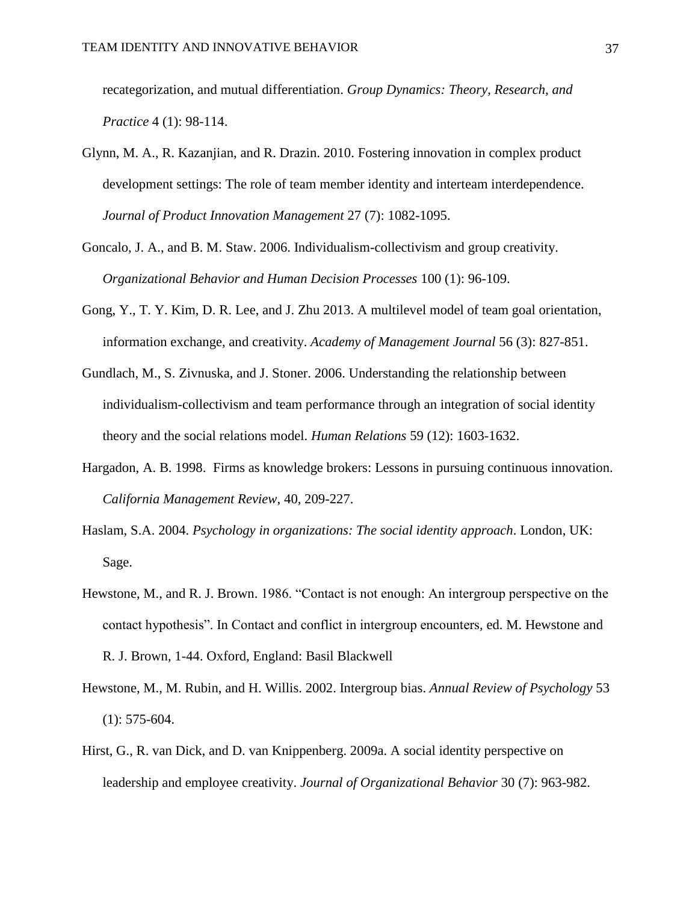recategorization, and mutual differentiation. *Group Dynamics: Theory, Research, and Practice* 4 (1): 98-114.

Glynn, M. A., R. Kazanjian, and R. Drazin. 2010. Fostering innovation in complex product development settings: The role of team member identity and interteam interdependence. *Journal of Product Innovation Management* 27 (7): 1082-1095.

Goncalo, J. A., and B. M. Staw. 2006. Individualism-collectivism and group creativity. *Organizational Behavior and Human Decision Processes* 100 (1): 96-109.

Gong, Y., T. Y. Kim, D. R. Lee, and J. Zhu 2013. A multilevel model of team goal orientation, information exchange, and creativity. *Academy of Management Journal* 56 (3): 827-851.

Gundlach, M., S. Zivnuska, and J. Stoner. 2006. Understanding the relationship between individualism-collectivism and team performance through an integration of social identity theory and the social relations model. *Human Relations* 59 (12): 1603-1632.

Hargadon, A. B. 1998. Firms as knowledge brokers: Lessons in pursuing continuous innovation. *California Management Review,* 40, 209-227.

Haslam, S.A. 2004. *Psychology in organizations: The social identity approach*. London, UK: Sage.

Hewstone, M., and R. J. Brown. 1986. "Contact is not enough: An intergroup perspective on the contact hypothesis". In Contact and conflict in intergroup encounters, ed. M. Hewstone and R. J. Brown, 1-44. Oxford, England: Basil Blackwell

Hewstone, M., M. Rubin, and H. Willis. 2002. Intergroup bias. *Annual Review of Psychology* 53 (1): 575-604.

Hirst, G., R. van Dick, and D. van Knippenberg. 2009a. A social identity perspective on leadership and employee creativity. *Journal of Organizational Behavior* 30 (7): 963-982.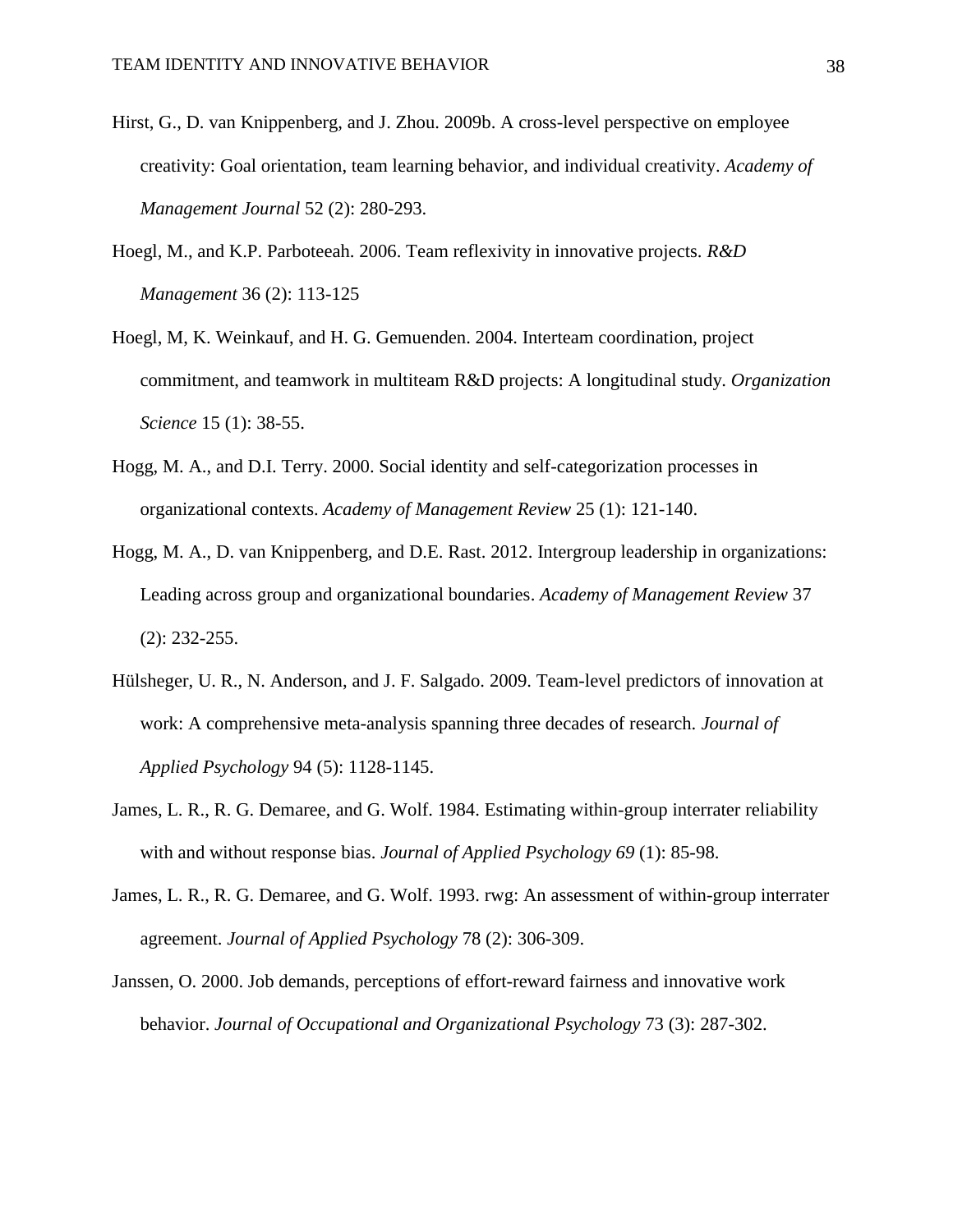Hirst, G., D. van Knippenberg, and J. Zhou. 2009b. A cross-level perspective on employee creativity: Goal orientation, team learning behavior, and individual creativity. *Academy of Management Journal* 52 (2): 280-293.

Hoegl, M., and K.P. Parboteeah. 2006. Team reflexivity in innovative projects. *R&D Management* 36 (2): 113-125

Hoegl, M, K. Weinkauf, and H. G. Gemuenden. 2004. Interteam coordination, project commitment, and teamwork in multiteam R&D projects: A longitudinal study. *Organization Science* 15 (1): 38-55.

Hogg, M. A., and D.I. Terry. 2000. Social identity and self-categorization processes in organizational contexts. *Academy of Management Review* 25 (1): 121-140.

Hogg, M. A., D. van Knippenberg, and D.E. Rast. 2012. Intergroup leadership in organizations: Leading across group and organizational boundaries. *Academy of Management Review* 37 (2): 232-255.

Hülsheger, U. R., N. Anderson, and J. F. Salgado. 2009. Team-level predictors of innovation at work: A comprehensive meta-analysis spanning three decades of research. *Journal of Applied Psychology* 94 (5): 1128-1145.

James, L. R., R. G. Demaree, and G. Wolf. 1984. Estimating within-group interrater reliability with and without response bias. *Journal of Applied Psychology 69* (1): 85-98.

James, L. R., R. G. Demaree, and G. Wolf. 1993. rwg: An assessment of within-group interrater agreement. *Journal of Applied Psychology* 78 (2): 306-309.

Janssen, O. 2000. Job demands, perceptions of effort-reward fairness and innovative work behavior. *Journal of Occupational and Organizational Psychology* 73 (3): 287-302.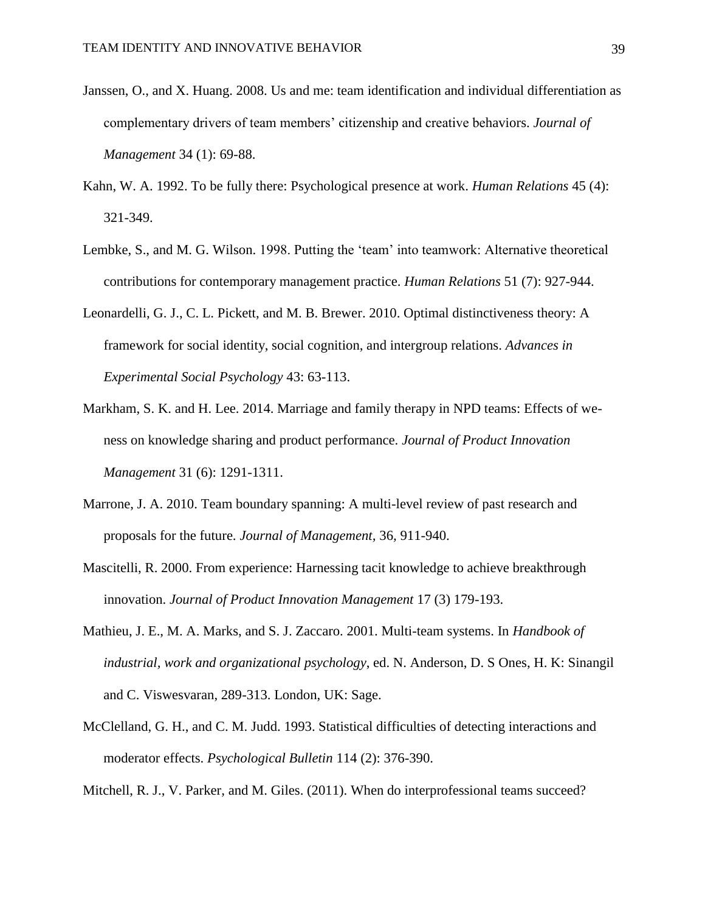Janssen, O., and X. Huang. 2008. Us and me: team identification and individual differentiation as complementary drivers of team members' citizenship and creative behaviors. *Journal of Management* 34 (1): 69-88.

Kahn, W. A. 1992. To be fully there: Psychological presence at work. *Human Relations* 45 (4): 321-349.

Lembke, S., and M. G. Wilson. 1998. Putting the 'team' into teamwork: Alternative theoretical contributions for contemporary management practice. *Human Relations* 51 (7): 927-944.

Leonardelli, G. J., C. L. Pickett, and M. B. Brewer. 2010. Optimal distinctiveness theory: A framework for social identity, social cognition, and intergroup relations. *Advances in Experimental Social Psychology* 43: 63-113.

Markham, S. K. and H. Lee. 2014. Marriage and family therapy in NPD teams: Effects of we-ness on knowledge sharing and product performance. *Journal of Product Innovation Management* 31 (6): 1291-1311.

Marrone, J. A. 2010. Team boundary spanning: A multi-level review of past research and proposals for the future. *Journal of Management,* 36, 911-940.

Mascitelli, R. 2000. From experience: Harnessing tacit knowledge to achieve breakthrough innovation. *Journal of Product Innovation Management* 17 (3) 179-193.

Mathieu, J. E., M. A. Marks, and S. J. Zaccaro. 2001. Multi-team systems. In *Handbook of industrial, work and organizational psychology*, ed. N. Anderson, D. S Ones, H. K: Sinangil and C. Viswesvaran, 289-313. London, UK: Sage.

McClelland, G. H., and C. M. Judd. 1993. Statistical difficulties of detecting interactions and moderator effects. *Psychological Bulletin* 114 (2): 376-390.

Mitchell, R. J., V. Parker, and M. Giles. (2011). When do interprofessional teams succeed?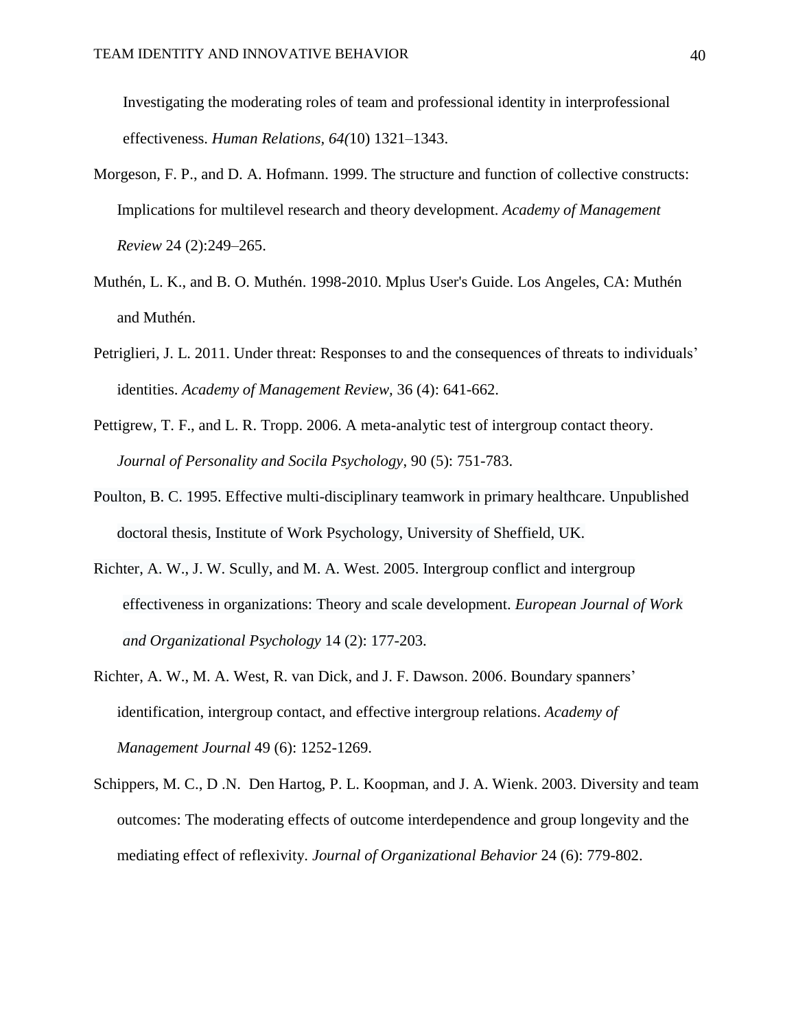Investigating the moderating roles of team and professional identity in interprofessional effectiveness. *Human Relations, 64(*10) 1321–1343.

Morgeson, F. P., and D. A. Hofmann. 1999. The structure and function of collective constructs: Implications for multilevel research and theory development. *Academy of Management Review* 24 (2):249–265.

Muthén, L. K., and B. O. Muthén. 1998-2010. Mplus User's Guide. Los Angeles, CA: Muthén and Muthén.

Petriglieri, J. L. 2011. Under threat: Responses to and the consequences of threats to individuals' identities. *Academy of Management Review,* 36 (4): 641-662.

Pettigrew, T. F., and L. R. Tropp. 2006. A meta-analytic test of intergroup contact theory. *Journal of Personality and Socila Psychology*, 90 (5): 751-783.

Poulton, B. C. 1995. Effective multi-disciplinary teamwork in primary healthcare. Unpublished doctoral thesis, Institute of Work Psychology, University of Sheffield, UK.

Richter, A. W., J. W. Scully, and M. A. West. 2005. Intergroup conflict and intergroup effectiveness in organizations: Theory and scale development. *European Journal of Work and Organizational Psychology* 14 (2): 177-203.

Richter, A. W., M. A. West, R. van Dick, and J. F. Dawson. 2006. Boundary spanners' identification, intergroup contact, and effective intergroup relations. *Academy of Management Journal* 49 (6): 1252-1269.

Schippers, M. C., D .N. Den Hartog, P. L. Koopman, and J. A. Wienk. 2003. Diversity and team outcomes: The moderating effects of outcome interdependence and group longevity and the mediating effect of reflexivity. *Journal of Organizational Behavior* 24 (6): 779-802.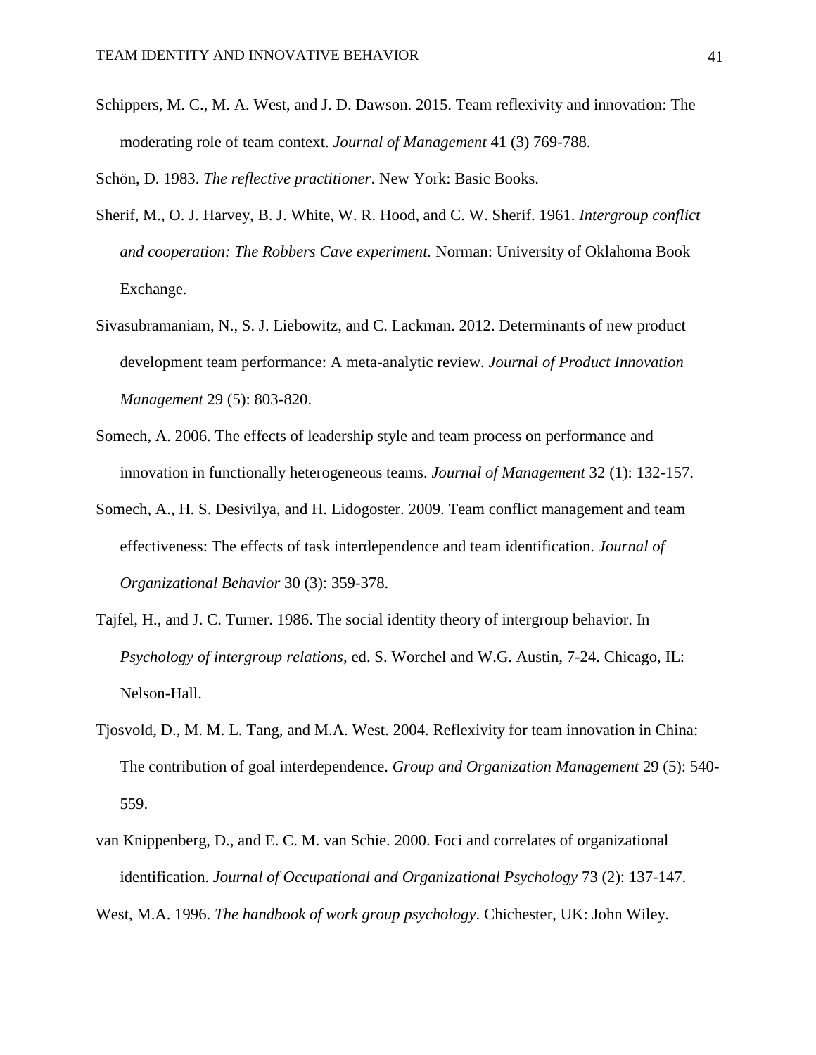Schippers, M. C., M. A. West, and J. D. Dawson. 2015. Team reflexivity and innovation: The moderating role of team context. *Journal of Management* 41 (3) 769-788.

Schön, D. 1983. *The reflective practitioner*. New York: Basic Books.

Sherif, M., O. J. Harvey, B. J. White, W. R. Hood, and C. W. Sherif. 1961. *Intergroup conflict and cooperation: The Robbers Cave experiment.* Norman: University of Oklahoma Book Exchange.

Sivasubramaniam, N., S. J. Liebowitz, and C. Lackman. 2012. Determinants of new product development team performance: A meta-analytic review. *Journal of Product Innovation Management* 29 (5): 803-820.

Somech, A. 2006. The effects of leadership style and team process on performance and innovation in functionally heterogeneous teams. *Journal of Management* 32 (1): 132-157.

Somech, A., H. S. Desivilya, and H. Lidogoster. 2009. Team conflict management and team effectiveness: The effects of task interdependence and team identification. *Journal of Organizational Behavior* 30 (3): 359-378.

Tajfel, H., and J. C. Turner. 1986. The social identity theory of intergroup behavior. In *Psychology of intergroup relations,* ed. S. Worchel and W.G. Austin, 7-24. Chicago, IL: Nelson-Hall.

Tjosvold, D., M. M. L. Tang, and M.A. West. 2004. Reflexivity for team innovation in China: The contribution of goal interdependence. *Group and Organization Management* 29 (5): 540-559.

van Knippenberg, D., and E. C. M. van Schie. 2000. Foci and correlates of organizational identification. *Journal of Occupational and Organizational Psychology* 73 (2): 137-147.

West, M.A. 1996. *The handbook of work group psychology*. Chichester, UK: John Wiley.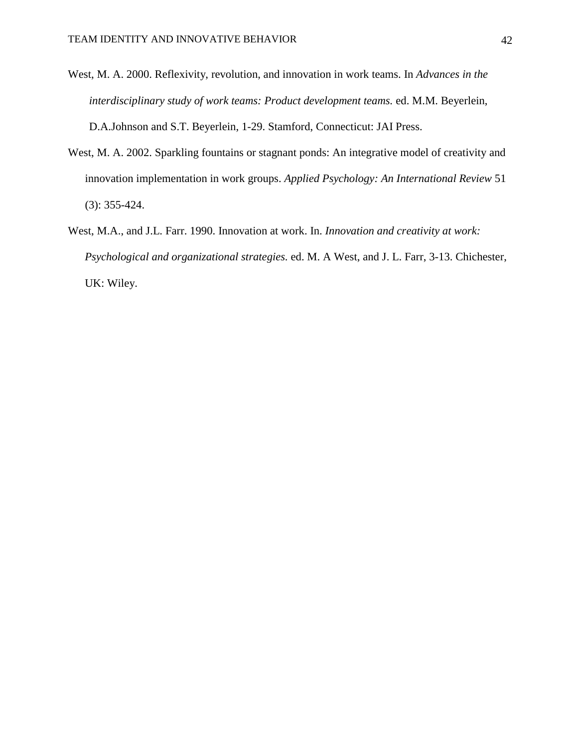West, M. A. 2000. Reflexivity, revolution, and innovation in work teams. In *Advances in the interdisciplinary study of work teams: Product development teams.* ed. M.M. Beyerlein, D.A.Johnson and S.T. Beyerlein, 1-29. Stamford, Connecticut: JAI Press.

West, M. A. 2002. Sparkling fountains or stagnant ponds: An integrative model of creativity and innovation implementation in work groups. *Applied Psychology: An International Review* 51 (3): 355-424.

West, M.A., and J.L. Farr. 1990. Innovation at work. In. *Innovation and creativity at work: Psychological and organizational strategies.* ed. M. A West, and J. L. Farr, 3-13. Chichester, UK: Wiley.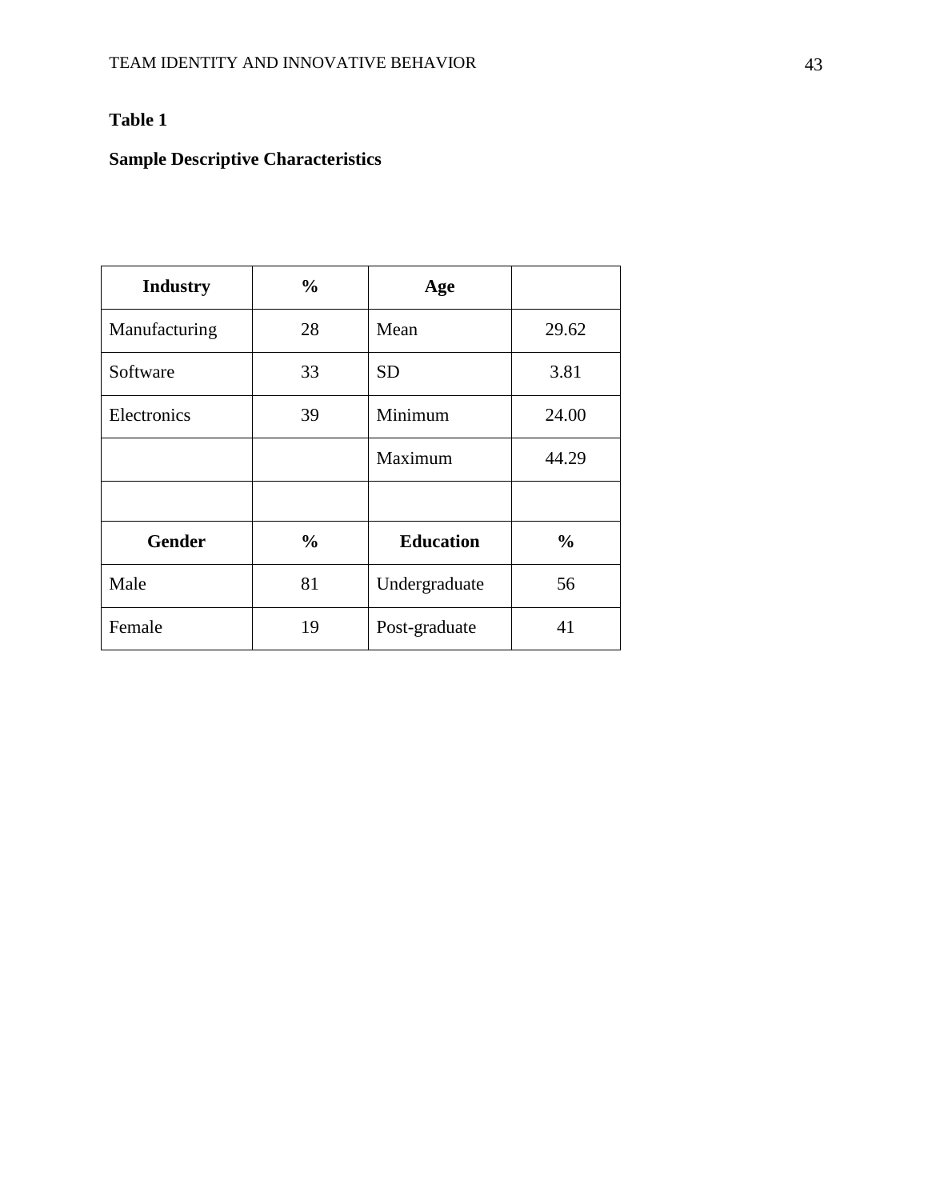**Table 1**

**Sample Descriptive Characteristics**

| **Industry** | **%** | **Age** | |
|---|---|---|---|
| Manufacturing | 28 | Mean | 29.62 |
| Software | 33 | SD | 3.81 |
| Electronics | 39 | Minimum | 24.00 |
| | | Maximum | 44.29 |
| | | | |
| **Gender** | **%** | **Education** | **%** |
| Male | 81 | Undergraduate | 56 |
| Female | 19 | Post-graduate | 41 |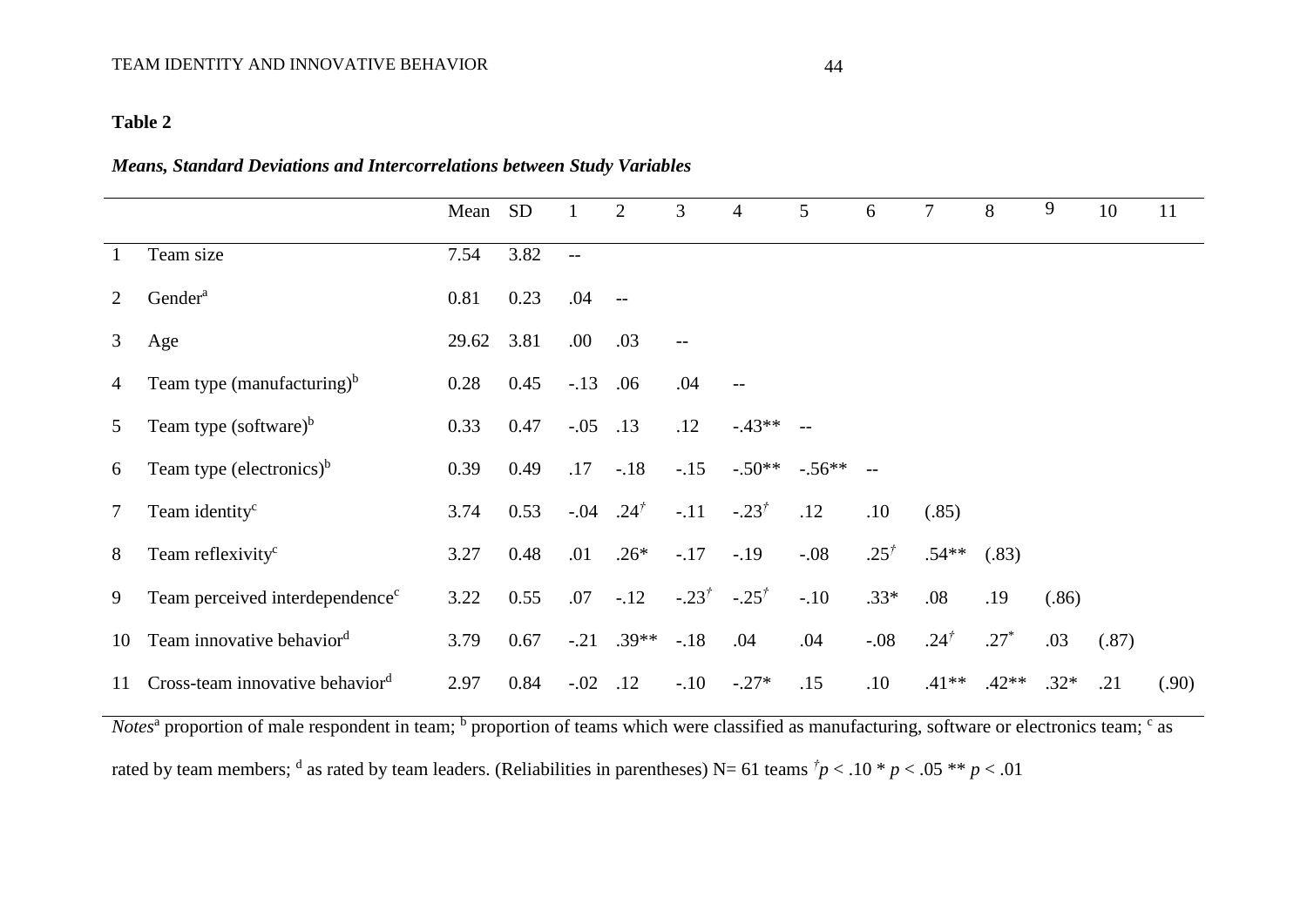**Table 2**

***Means, Standard Deviations and Intercorrelations between Study Variables***

| | | Mean | SD | 1 | 2 | 3 | 4 | 5 | 6 | 7 | 8 | 9 | 10 | 11 |
|---|---|---|---|---|---|---|---|---|---|---|---|---|---|---|
| 1 | Team size | 7.54 | 3.82 | -- | | | | | | | | | | |
| 2 | Gender[a] | 0.81 | 0.23 | .04 | -- | | | | | | | | | |
| 3 | Age | 29.62 | 3.81 | .00 | .03 | -- | | | | | | | | |
| 4 | Team type (manufacturing)[b] | 0.28 | 0.45 | -.13 | .06 | .04 | -- | | | | | | | |
| 5 | Team type (software)[b] | 0.33 | 0.47 | -.05 | .13 | .12 | -.43** | -- | | | | | | |
| 6 | Team type (electronics)[b] | 0.39 | 0.49 | .17 | -.18 | -.15 | -.50** | -.56** | -- | | | | | |
| 7 | Team identity[c] | 3.74 | 0.53 | -.04 | .24† | -.11 | -.23† | .12 | .10 | (.85) | | | | |
| 8 | Team reflexivity[c] | 3.27 | 0.48 | .01 | .26* | -.17 | -.19 | -.08 | .25† | .54** | (.83) | | | |
| 9 | Team perceived interdependence[c] | 3.22 | 0.55 | .07 | -.12 | -.23† | -.25† | -.10 | .33* | .08 | .19 | (.86) | | |
| 10 | Team innovative behavior[d] | 3.79 | 0.67 | -.21 | .39** | -.18 | .04 | .04 | -.08 | .24† | .27* | .03 | (.87) | |
| 11 | Cross-team innovative behavior[d] | 2.97 | 0.84 | -.02 | .12 | -.10 | -.27* | .15 | .10 | .41** | .42** | .32* | .21 | (.90) |

*Notes*[a] proportion of male respondent in team; [b] proportion of teams which were classified as manufacturing, software or electronics team; [c] as rated by team members; [d] as rated by team leaders. (Reliabilities in parentheses) N= 61 teams †$p < .10$ * $p < .05$ ** $p < .01$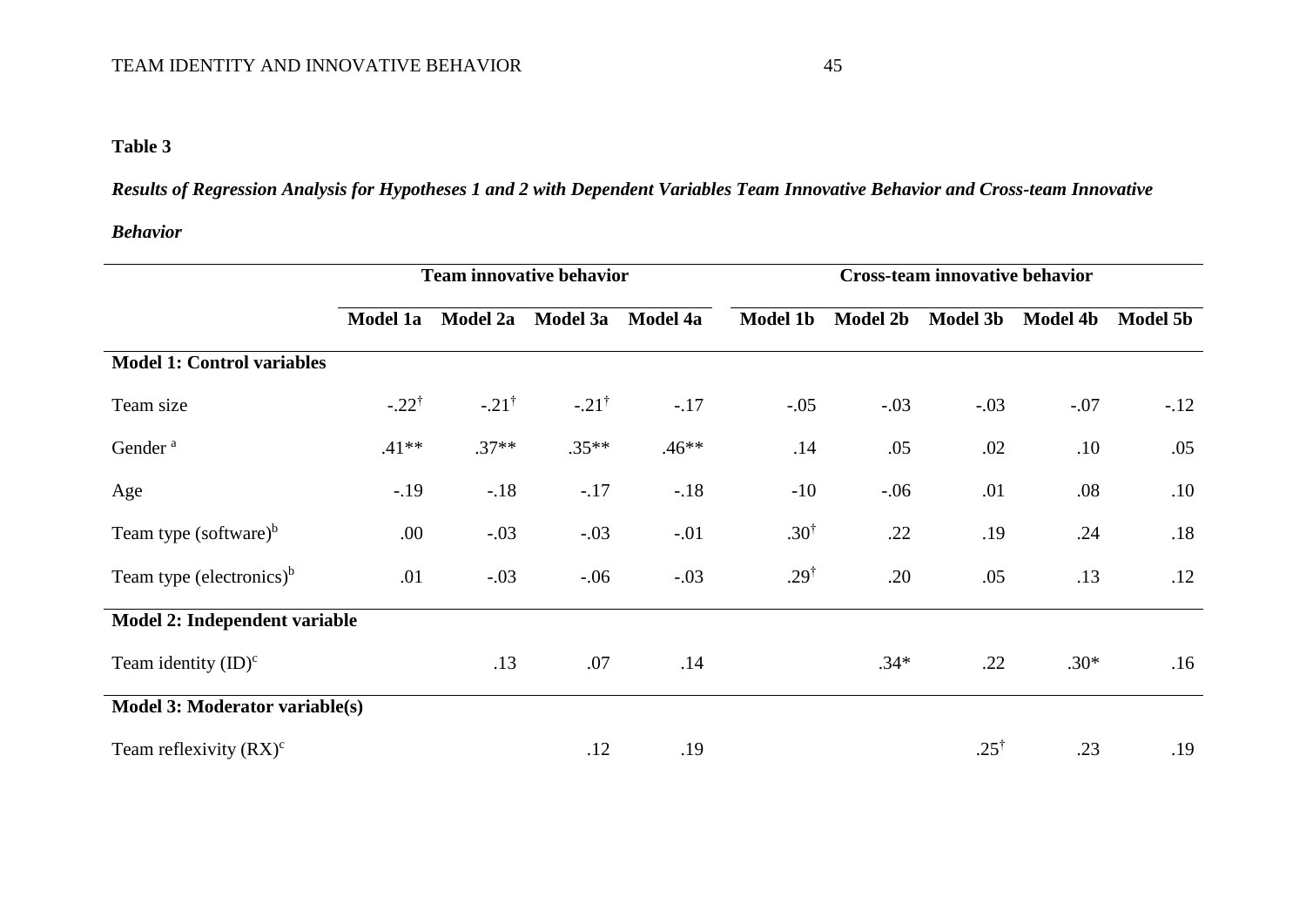**Table 3**

***Results of Regression Analysis for Hypotheses 1 and 2 with Dependent Variables Team Innovative Behavior and Cross-team Innovative Behavior***

| | Team innovative behavior | | | | Cross-team innovative behavior | | | | |
|---|---|---|---|---|---|---|---|---|---|
| | **Model 1a** | **Model 2a** | **Model 3a** | **Model 4a** | **Model 1b** | **Model 2b** | **Model 3b** | **Model 4b** | **Model 5b** |
| **Model 1: Control variables** | | | | | | | | | |
| Team size | -.22[†] | -.21[†] | -.21[†] | -.17 | -.05 | -.03 | -.03 | -.07 | -.12 |
| Gender [a] | .41** | .37** | .35** | .46** | .14 | .05 | .02 | .10 | .05 |
| Age | -.19 | -.18 | -.17 | -.18 | -10 | -.06 | .01 | .08 | .10 |
| Team type (software)[b] | .00 | -.03 | -.03 | -.01 | .30[†] | .22 | .19 | .24 | .18 |
| Team type (electronics)[b] | .01 | -.03 | -.06 | -.03 | .29[†] | .20 | .05 | .13 | .12 |
| **Model 2: Independent variable** | | | | | | | | | |
| Team identity (ID)[c] | | .13 | .07 | .14 | | .34* | .22 | .30* | .16 |
| **Model 3: Moderator variable(s)** | | | | | | | | | |
| Team reflexivity (RX)[c] | | | .12 | .19 | | | .25[†] | .23 | .19 |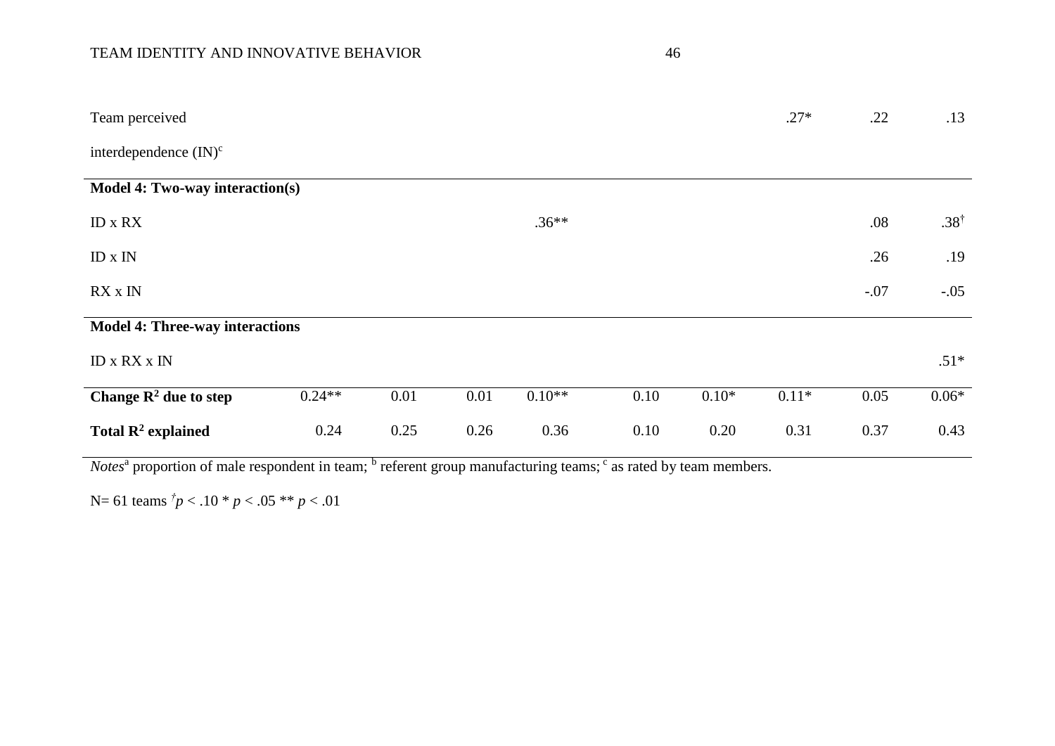| | | | | | | | | | |
|---|---|---|---|---|---|---|---|---|---|
| Team perceived interdependence (IN)[c] | | | | | | | .27* | .22 | .13 |
| **Model 4: Two-way interaction(s)** | | | | | | | | | |
| ID x RX | | | | .36** | | | | .08 | .38[†] |
| ID x IN | | | | | | | | .26 | .19 |
| RX x IN | | | | | | | | -.07 | -.05 |
| **Model 4: Three-way interactions** | | | | | | | | | |
| ID x RX x IN | | | | | | | | | .51* |
| **Change $R^2$ due to step** | 0.24** | 0.01 | 0.01 | 0.10** | 0.10 | 0.10* | 0.11* | 0.05 | 0.06* |
| **Total $R^2$ explained** | 0.24 | 0.25 | 0.26 | 0.36 | 0.10 | 0.20 | 0.31 | 0.37 | 0.43 |

*Notes*[a] proportion of male respondent in team; [b] referent group manufacturing teams; [c] as rated by team members.

N= 61 teams $^{\dagger}p < .10$ * $p < .05$ ** $p < .01$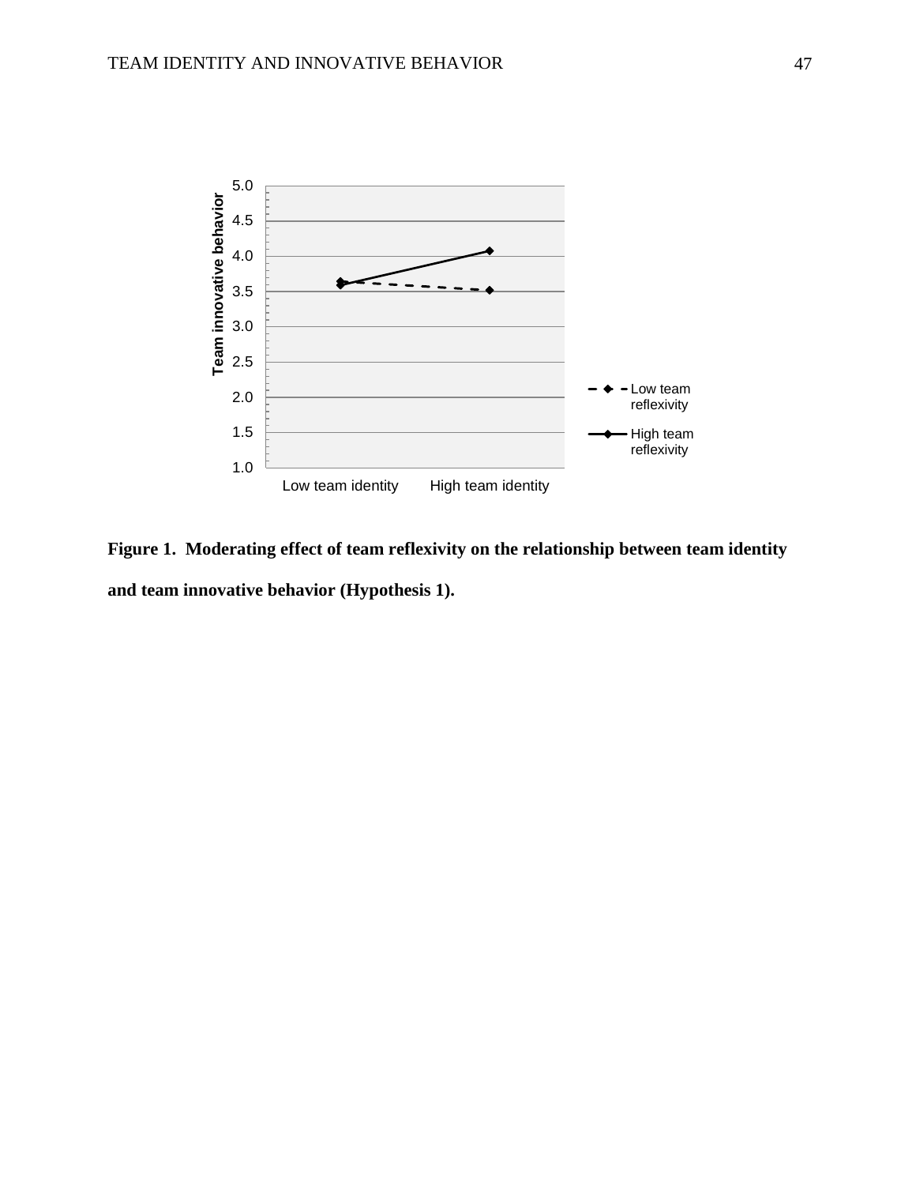**Figure 1. Moderating effect of team reflexivity on the relationship between team identity and team innovative behavior (Hypothesis 1).**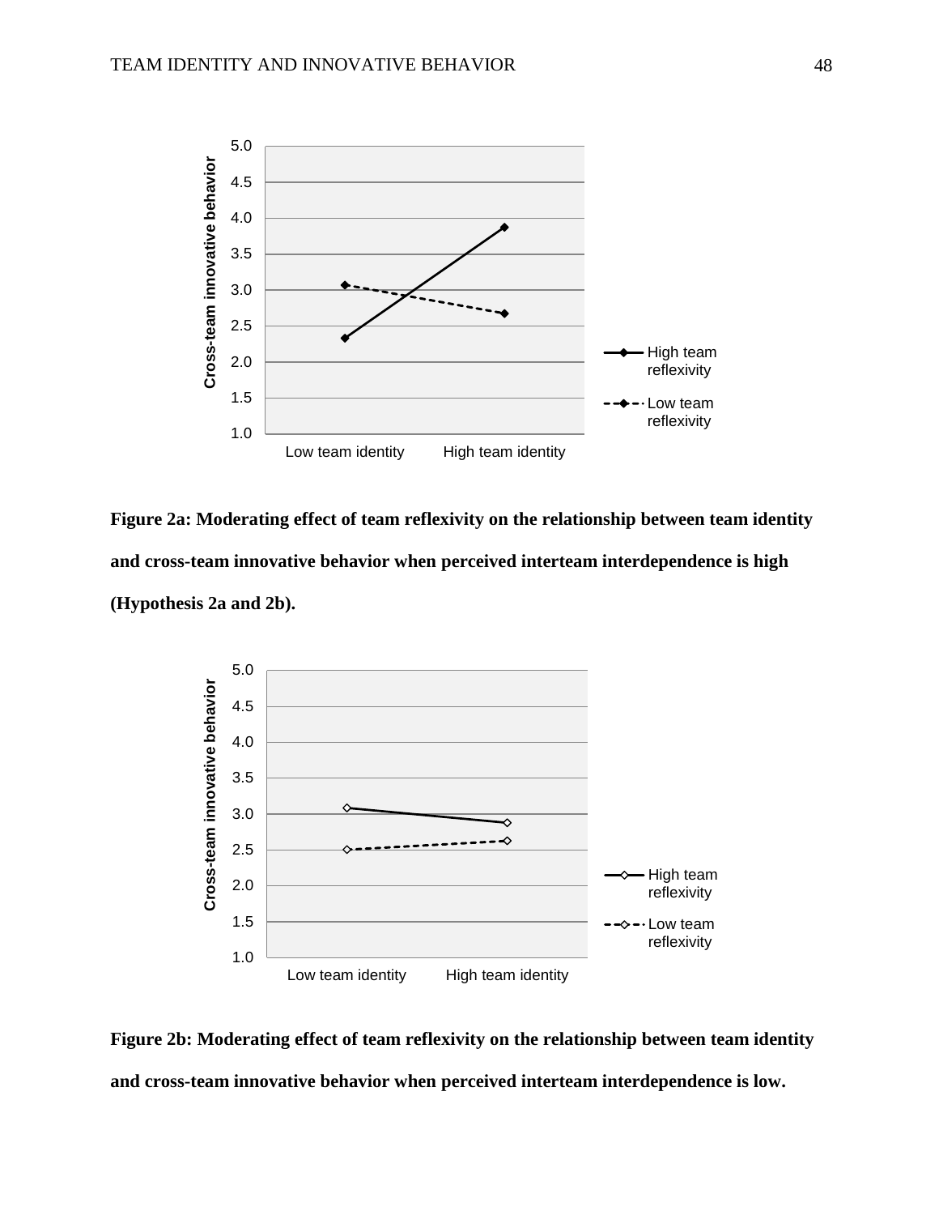5.0
4.5
4.0
3.5
3.0
2.5
2.0
1.5
1.0

Cross-team innovative behavior

Low team identity
High team identity

High team reflexivity
Low team reflexivity

**Figure 2a: Moderating effect of team reflexivity on the relationship between team identity and cross-team innovative behavior when perceived interteam interdependence is high (Hypothesis 2a and 2b).**

5.0
4.5
4.0
3.5
3.0
2.5
2.0
1.5
1.0

Cross-team innovative behavior

Low team identity
High team identity

High team reflexivity
Low team reflexivity

**Figure 2b: Moderating effect of team reflexivity on the relationship between team identity and cross-team innovative behavior when perceived interteam interdependence is low.**